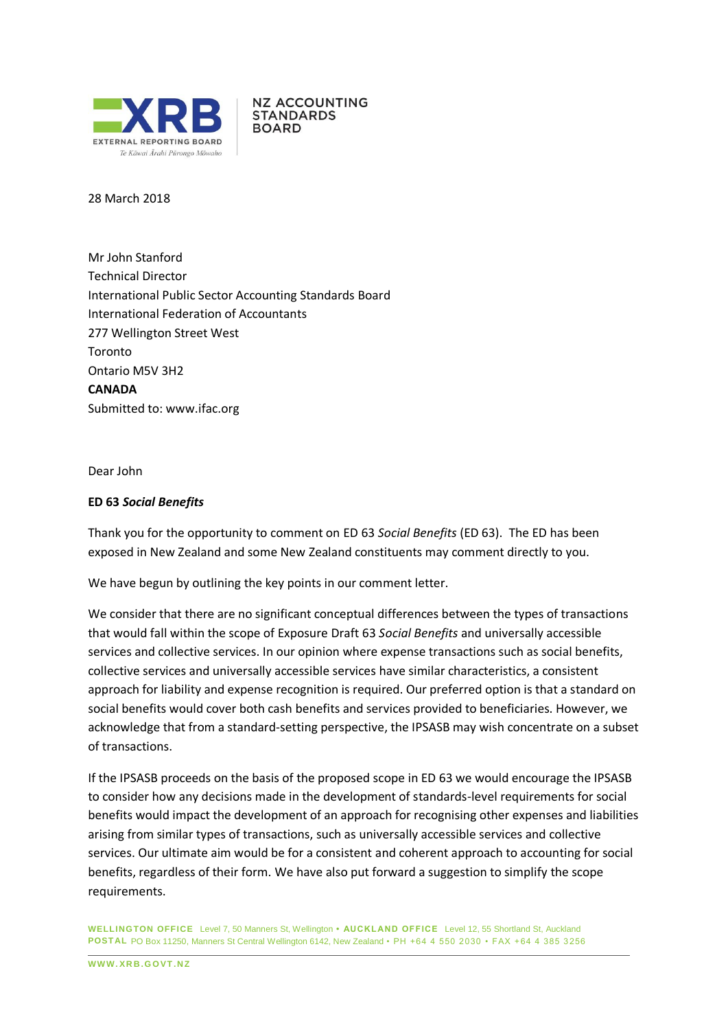XRB EXTERNAL REPORTING BOARD
Te Kāwai Ārahi Pūrongo Mōwaho

NZ ACCOUNTING STANDARDS BOARD

28 March 2018

Mr John Stanford
Technical Director
International Public Sector Accounting Standards Board
International Federation of Accountants
277 Wellington Street West
Toronto
Ontario M5V 3H2
**CANADA**
Submitted to: www.ifac.org

Dear John

**ED 63 *Social Benefits***

Thank you for the opportunity to comment on ED 63 *Social Benefits* (ED 63). The ED has been exposed in New Zealand and some New Zealand constituents may comment directly to you.

We have begun by outlining the key points in our comment letter.

We consider that there are no significant conceptual differences between the types of transactions that would fall within the scope of Exposure Draft 63 *Social Benefits* and universally accessible services and collective services. In our opinion where expense transactions such as social benefits, collective services and universally accessible services have similar characteristics, a consistent approach for liability and expense recognition is required. Our preferred option is that a standard on social benefits would cover both cash benefits and services provided to beneficiaries. However, we acknowledge that from a standard-setting perspective, the IPSASB may wish concentrate on a subset of transactions.

If the IPSASB proceeds on the basis of the proposed scope in ED 63 we would encourage the IPSASB to consider how any decisions made in the development of standards-level requirements for social benefits would impact the development of an approach for recognising other expenses and liabilities arising from similar types of transactions, such as universally accessible services and collective services. Our ultimate aim would be for a consistent and coherent approach to accounting for social benefits, regardless of their form. We have also put forward a suggestion to simplify the scope requirements.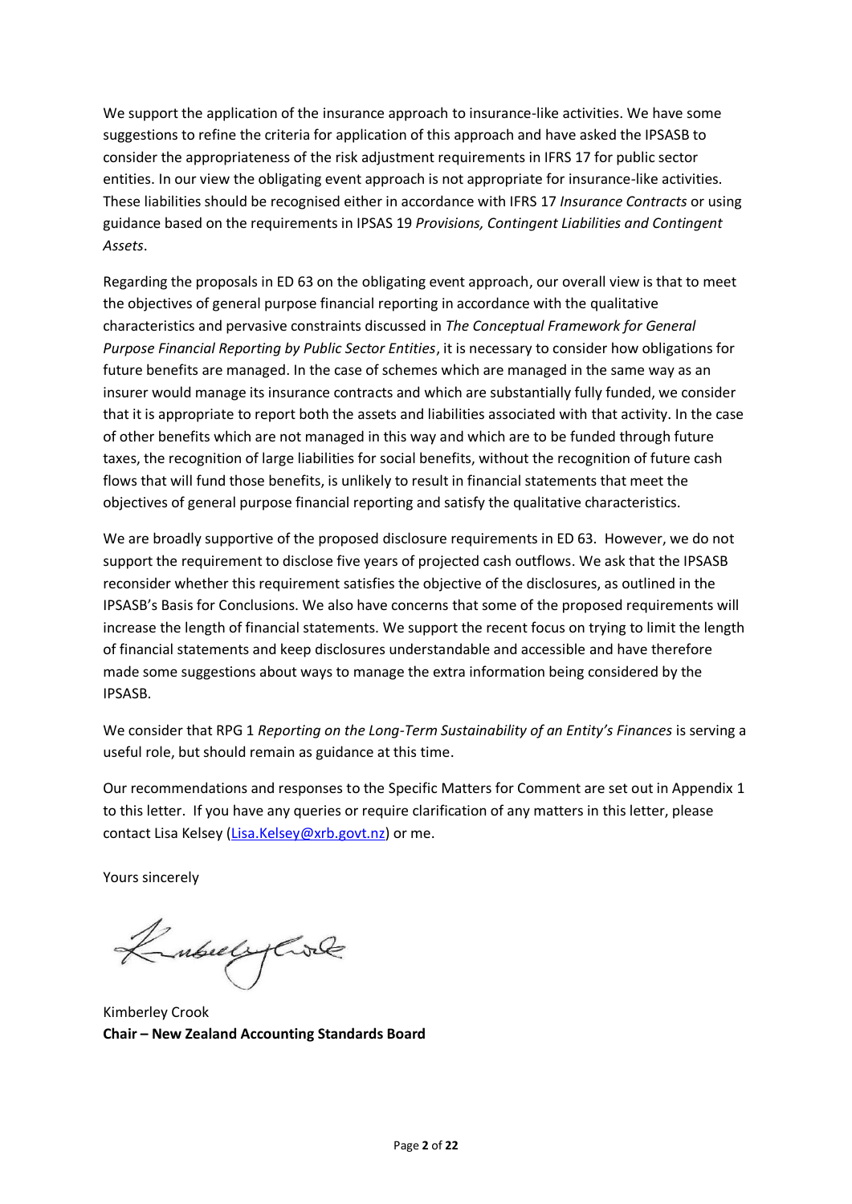We support the application of the insurance approach to insurance-like activities. We have some suggestions to refine the criteria for application of this approach and have asked the IPSASB to consider the appropriateness of the risk adjustment requirements in IFRS 17 for public sector entities. In our view the obligating event approach is not appropriate for insurance-like activities. These liabilities should be recognised either in accordance with IFRS 17 *Insurance Contracts* or using guidance based on the requirements in IPSAS 19 *Provisions, Contingent Liabilities and Contingent Assets*.

Regarding the proposals in ED 63 on the obligating event approach, our overall view is that to meet the objectives of general purpose financial reporting in accordance with the qualitative characteristics and pervasive constraints discussed in *The Conceptual Framework for General Purpose Financial Reporting by Public Sector Entities*, it is necessary to consider how obligations for future benefits are managed. In the case of schemes which are managed in the same way as an insurer would manage its insurance contracts and which are substantially fully funded, we consider that it is appropriate to report both the assets and liabilities associated with that activity. In the case of other benefits which are not managed in this way and which are to be funded through future taxes, the recognition of large liabilities for social benefits, without the recognition of future cash flows that will fund those benefits, is unlikely to result in financial statements that meet the objectives of general purpose financial reporting and satisfy the qualitative characteristics.

We are broadly supportive of the proposed disclosure requirements in ED 63. However, we do not support the requirement to disclose five years of projected cash outflows. We ask that the IPSASB reconsider whether this requirement satisfies the objective of the disclosures, as outlined in the IPSASB's Basis for Conclusions. We also have concerns that some of the proposed requirements will increase the length of financial statements. We support the recent focus on trying to limit the length of financial statements and keep disclosures understandable and accessible and have therefore made some suggestions about ways to manage the extra information being considered by the IPSASB.

We consider that RPG 1 *Reporting on the Long-Term Sustainability of an Entity's Finances* is serving a useful role, but should remain as guidance at this time.

Our recommendations and responses to the Specific Matters for Comment are set out in Appendix 1 to this letter. If you have any queries or require clarification of any matters in this letter, please contact Lisa Kelsey (Lisa.Kelsey@xrb.govt.nz) or me.

Yours sincerely

Kimberley Crook
**Chair – New Zealand Accounting Standards Board**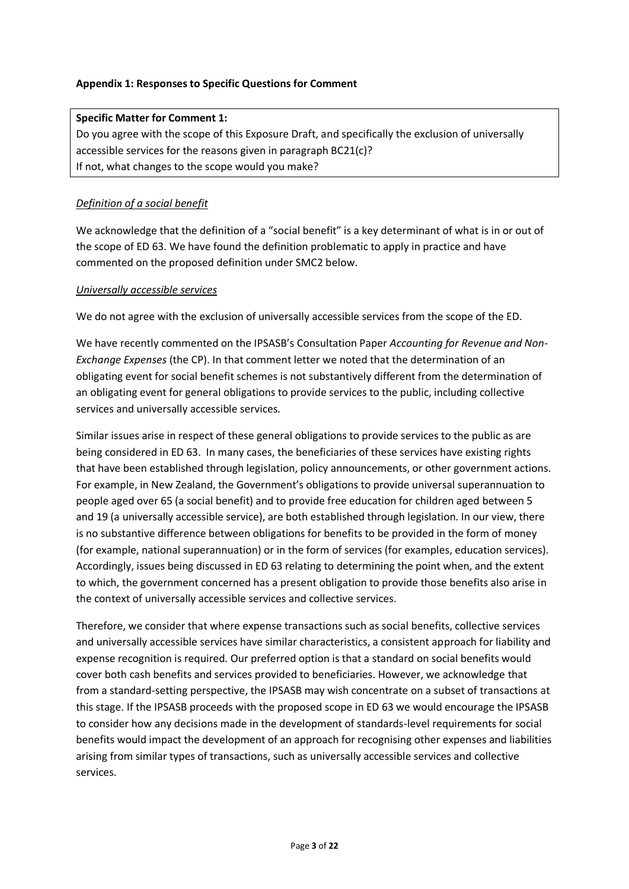## Appendix 1: Responses to Specific Questions for Comment

**Specific Matter for Comment 1:**

Do you agree with the scope of this Exposure Draft, and specifically the exclusion of universally accessible services for the reasons given in paragraph BC21(c)?

If not, what changes to the scope would you make?

*Definition of a social benefit*

We acknowledge that the definition of a "social benefit" is a key determinant of what is in or out of the scope of ED 63. We have found the definition problematic to apply in practice and have commented on the proposed definition under SMC2 below.

*Universally accessible services*

We do not agree with the exclusion of universally accessible services from the scope of the ED.

We have recently commented on the IPSASB's Consultation Paper *Accounting for Revenue and Non-Exchange Expenses* (the CP). In that comment letter we noted that the determination of an obligating event for social benefit schemes is not substantively different from the determination of an obligating event for general obligations to provide services to the public, including collective services and universally accessible services.

Similar issues arise in respect of these general obligations to provide services to the public as are being considered in ED 63. In many cases, the beneficiaries of these services have existing rights that have been established through legislation, policy announcements, or other government actions. For example, in New Zealand, the Government's obligations to provide universal superannuation to people aged over 65 (a social benefit) and to provide free education for children aged between 5 and 19 (a universally accessible service), are both established through legislation. In our view, there is no substantive difference between obligations for benefits to be provided in the form of money (for example, national superannuation) or in the form of services (for examples, education services). Accordingly, issues being discussed in ED 63 relating to determining the point when, and the extent to which, the government concerned has a present obligation to provide those benefits also arise in the context of universally accessible services and collective services.

Therefore, we consider that where expense transactions such as social benefits, collective services and universally accessible services have similar characteristics, a consistent approach for liability and expense recognition is required. Our preferred option is that a standard on social benefits would cover both cash benefits and services provided to beneficiaries. However, we acknowledge that from a standard-setting perspective, the IPSASB may wish concentrate on a subset of transactions at this stage. If the IPSASB proceeds with the proposed scope in ED 63 we would encourage the IPSASB to consider how any decisions made in the development of standards-level requirements for social benefits would impact the development of an approach for recognising other expenses and liabilities arising from similar types of transactions, such as universally accessible services and collective services.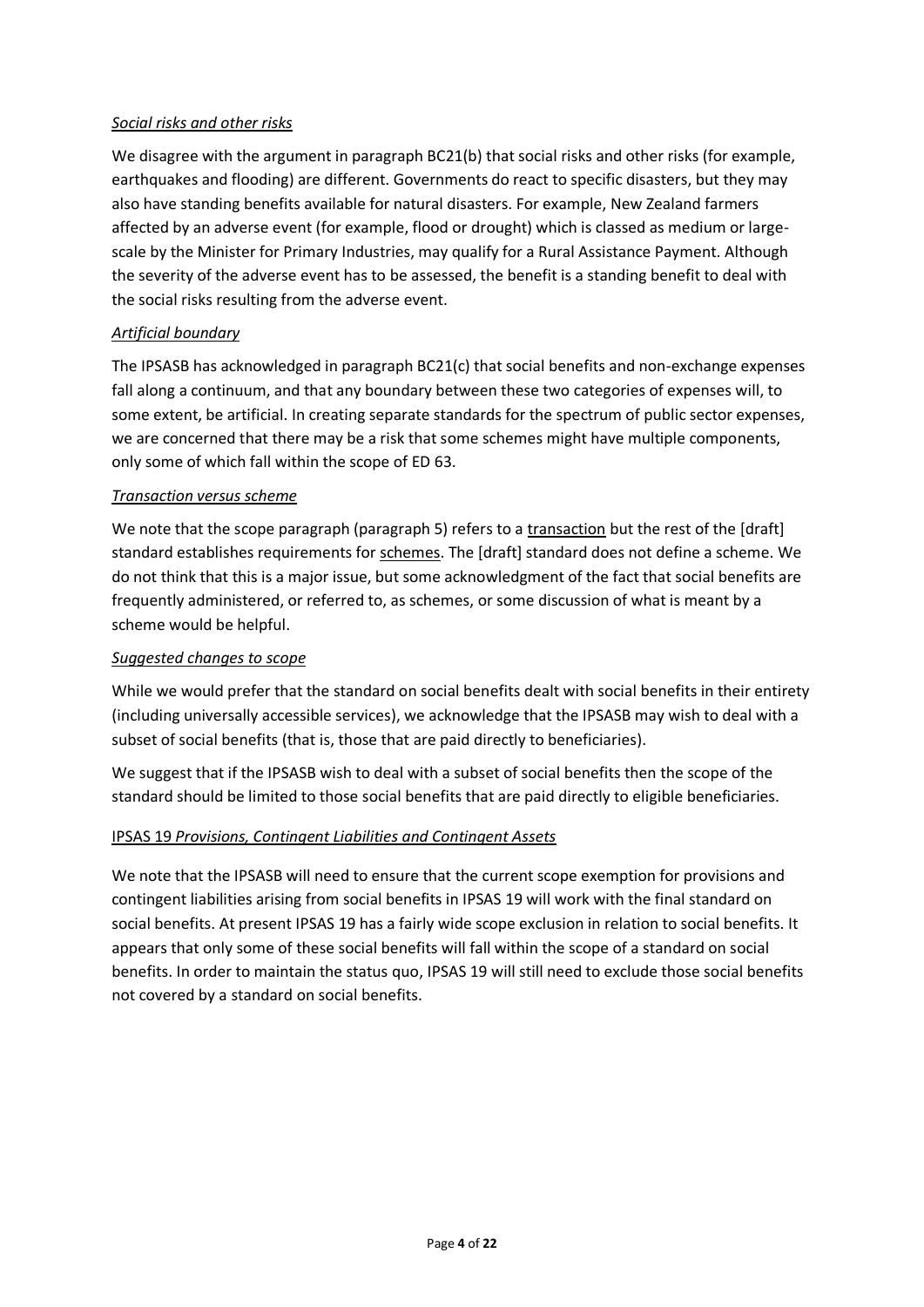*Social risks and other risks*

We disagree with the argument in paragraph BC21(b) that social risks and other risks (for example, earthquakes and flooding) are different. Governments do react to specific disasters, but they may also have standing benefits available for natural disasters. For example, New Zealand farmers affected by an adverse event (for example, flood or drought) which is classed as medium or large-scale by the Minister for Primary Industries, may qualify for a Rural Assistance Payment. Although the severity of the adverse event has to be assessed, the benefit is a standing benefit to deal with the social risks resulting from the adverse event.

*Artificial boundary*

The IPSASB has acknowledged in paragraph BC21(c) that social benefits and non-exchange expenses fall along a continuum, and that any boundary between these two categories of expenses will, to some extent, be artificial. In creating separate standards for the spectrum of public sector expenses, we are concerned that there may be a risk that some schemes might have multiple components, only some of which fall within the scope of ED 63.

*Transaction versus scheme*

We note that the scope paragraph (paragraph 5) refers to a transaction but the rest of the [draft] standard establishes requirements for schemes. The [draft] standard does not define a scheme. We do not think that this is a major issue, but some acknowledgment of the fact that social benefits are frequently administered, or referred to, as schemes, or some discussion of what is meant by a scheme would be helpful.

*Suggested changes to scope*

While we would prefer that the standard on social benefits dealt with social benefits in their entirety (including universally accessible services), we acknowledge that the IPSASB may wish to deal with a subset of social benefits (that is, those that are paid directly to beneficiaries).

We suggest that if the IPSASB wish to deal with a subset of social benefits then the scope of the standard should be limited to those social benefits that are paid directly to eligible beneficiaries.

IPSAS 19 *Provisions, Contingent Liabilities and Contingent Assets*

We note that the IPSASB will need to ensure that the current scope exemption for provisions and contingent liabilities arising from social benefits in IPSAS 19 will work with the final standard on social benefits. At present IPSAS 19 has a fairly wide scope exclusion in relation to social benefits. It appears that only some of these social benefits will fall within the scope of a standard on social benefits. In order to maintain the status quo, IPSAS 19 will still need to exclude those social benefits not covered by a standard on social benefits.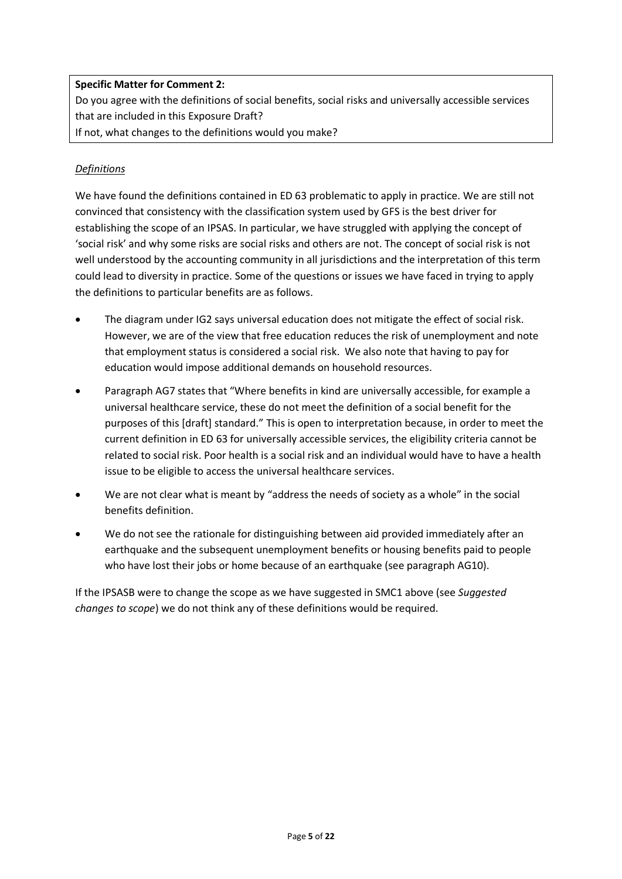**Specific Matter for Comment 2:**
Do you agree with the definitions of social benefits, social risks and universally accessible services that are included in this Exposure Draft?
If not, what changes to the definitions would you make?

*Definitions*

We have found the definitions contained in ED 63 problematic to apply in practice. We are still not convinced that consistency with the classification system used by GFS is the best driver for establishing the scope of an IPSAS. In particular, we have struggled with applying the concept of 'social risk' and why some risks are social risks and others are not. The concept of social risk is not well understood by the accounting community in all jurisdictions and the interpretation of this term could lead to diversity in practice. Some of the questions or issues we have faced in trying to apply the definitions to particular benefits are as follows.

- The diagram under IG2 says universal education does not mitigate the effect of social risk. However, we are of the view that free education reduces the risk of unemployment and note that employment status is considered a social risk. We also note that having to pay for education would impose additional demands on household resources.
- Paragraph AG7 states that "Where benefits in kind are universally accessible, for example a universal healthcare service, these do not meet the definition of a social benefit for the purposes of this [draft] standard." This is open to interpretation because, in order to meet the current definition in ED 63 for universally accessible services, the eligibility criteria cannot be related to social risk. Poor health is a social risk and an individual would have to have a health issue to be eligible to access the universal healthcare services.
- We are not clear what is meant by "address the needs of society as a whole" in the social benefits definition.
- We do not see the rationale for distinguishing between aid provided immediately after an earthquake and the subsequent unemployment benefits or housing benefits paid to people who have lost their jobs or home because of an earthquake (see paragraph AG10).

If the IPSASB were to change the scope as we have suggested in SMC1 above (see *Suggested changes to scope*) we do not think any of these definitions would be required.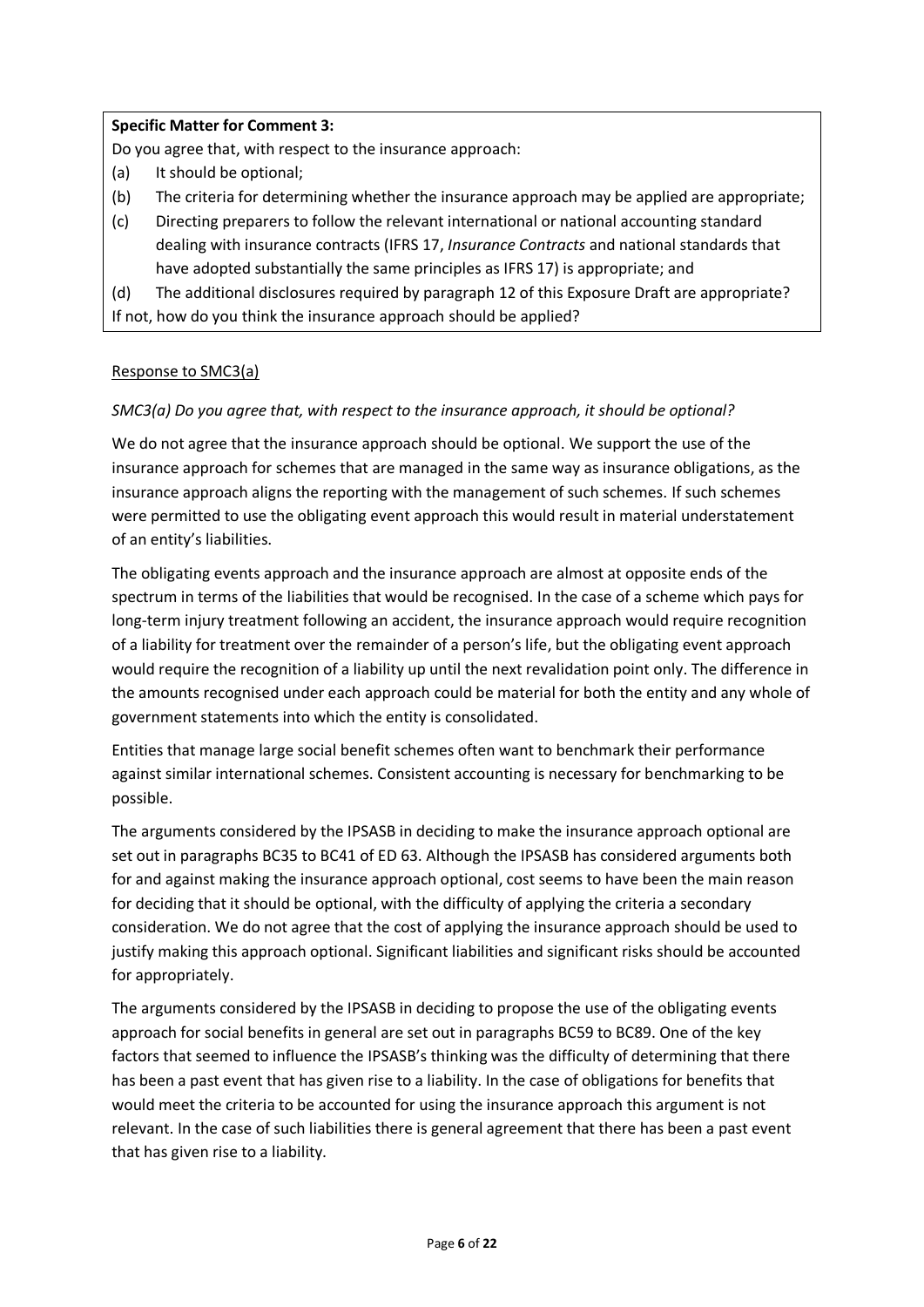**Specific Matter for Comment 3:**

Do you agree that, with respect to the insurance approach:

(a) It should be optional;

(b) The criteria for determining whether the insurance approach may be applied are appropriate;

(c) Directing preparers to follow the relevant international or national accounting standard dealing with insurance contracts (IFRS 17, *Insurance Contracts* and national standards that have adopted substantially the same principles as IFRS 17) is appropriate; and

(d) The additional disclosures required by paragraph 12 of this Exposure Draft are appropriate?

If not, how do you think the insurance approach should be applied?

Response to SMC3(a)

*SMC3(a) Do you agree that, with respect to the insurance approach, it should be optional?*

We do not agree that the insurance approach should be optional. We support the use of the insurance approach for schemes that are managed in the same way as insurance obligations, as the insurance approach aligns the reporting with the management of such schemes. If such schemes were permitted to use the obligating event approach this would result in material understatement of an entity's liabilities.

The obligating events approach and the insurance approach are almost at opposite ends of the spectrum in terms of the liabilities that would be recognised. In the case of a scheme which pays for long-term injury treatment following an accident, the insurance approach would require recognition of a liability for treatment over the remainder of a person's life, but the obligating event approach would require the recognition of a liability up until the next revalidation point only. The difference in the amounts recognised under each approach could be material for both the entity and any whole of government statements into which the entity is consolidated.

Entities that manage large social benefit schemes often want to benchmark their performance against similar international schemes. Consistent accounting is necessary for benchmarking to be possible.

The arguments considered by the IPSASB in deciding to make the insurance approach optional are set out in paragraphs BC35 to BC41 of ED 63. Although the IPSASB has considered arguments both for and against making the insurance approach optional, cost seems to have been the main reason for deciding that it should be optional, with the difficulty of applying the criteria a secondary consideration. We do not agree that the cost of applying the insurance approach should be used to justify making this approach optional. Significant liabilities and significant risks should be accounted for appropriately.

The arguments considered by the IPSASB in deciding to propose the use of the obligating events approach for social benefits in general are set out in paragraphs BC59 to BC89. One of the key factors that seemed to influence the IPSASB's thinking was the difficulty of determining that there has been a past event that has given rise to a liability. In the case of obligations for benefits that would meet the criteria to be accounted for using the insurance approach this argument is not relevant. In the case of such liabilities there is general agreement that there has been a past event that has given rise to a liability.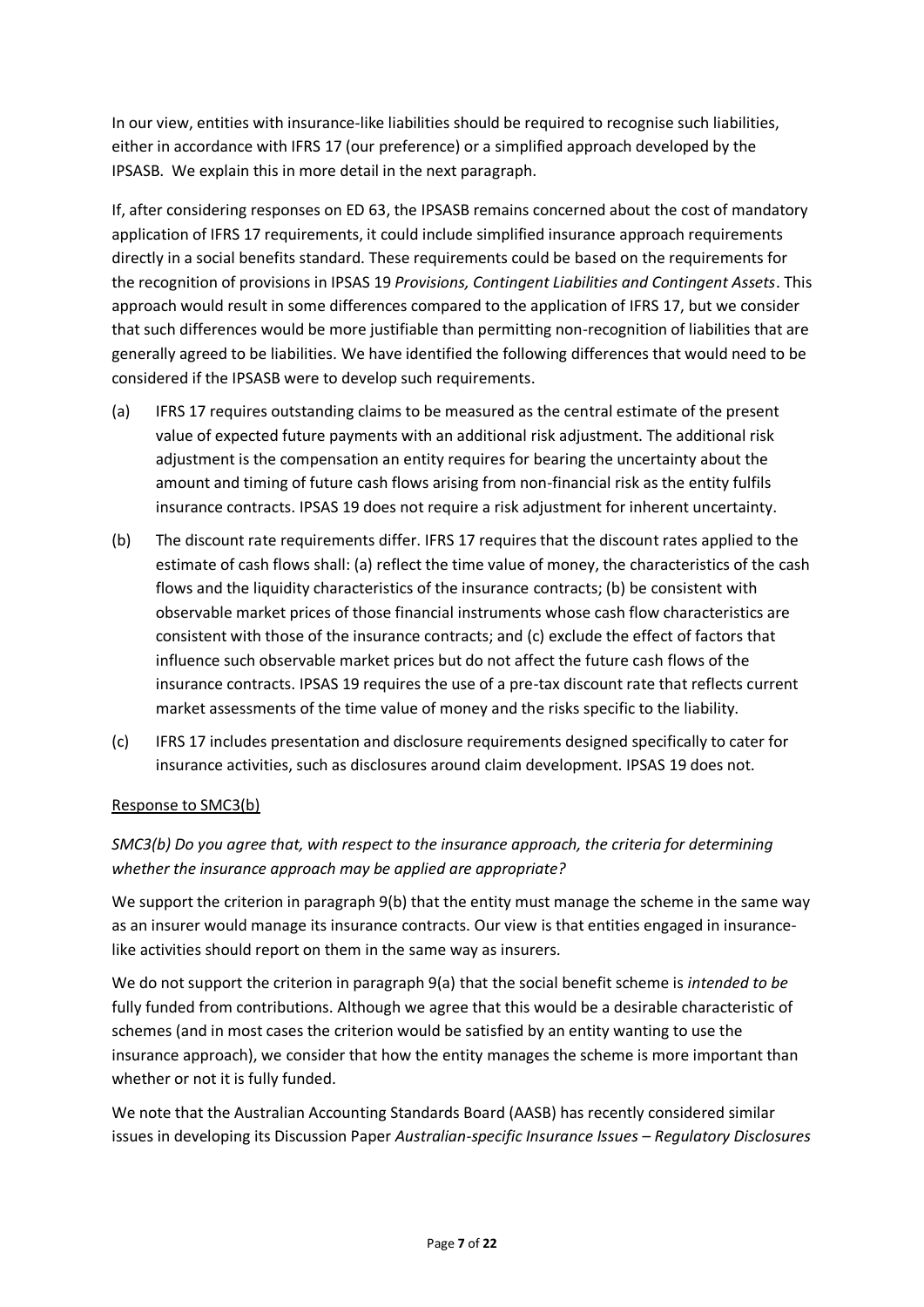In our view, entities with insurance-like liabilities should be required to recognise such liabilities, either in accordance with IFRS 17 (our preference) or a simplified approach developed by the IPSASB. We explain this in more detail in the next paragraph.

If, after considering responses on ED 63, the IPSASB remains concerned about the cost of mandatory application of IFRS 17 requirements, it could include simplified insurance approach requirements directly in a social benefits standard. These requirements could be based on the requirements for the recognition of provisions in IPSAS 19 *Provisions, Contingent Liabilities and Contingent Assets*. This approach would result in some differences compared to the application of IFRS 17, but we consider that such differences would be more justifiable than permitting non-recognition of liabilities that are generally agreed to be liabilities. We have identified the following differences that would need to be considered if the IPSASB were to develop such requirements.

(a) IFRS 17 requires outstanding claims to be measured as the central estimate of the present value of expected future payments with an additional risk adjustment. The additional risk adjustment is the compensation an entity requires for bearing the uncertainty about the amount and timing of future cash flows arising from non-financial risk as the entity fulfils insurance contracts. IPSAS 19 does not require a risk adjustment for inherent uncertainty.

(b) The discount rate requirements differ. IFRS 17 requires that the discount rates applied to the estimate of cash flows shall: (a) reflect the time value of money, the characteristics of the cash flows and the liquidity characteristics of the insurance contracts; (b) be consistent with observable market prices of those financial instruments whose cash flow characteristics are consistent with those of the insurance contracts; and (c) exclude the effect of factors that influence such observable market prices but do not affect the future cash flows of the insurance contracts. IPSAS 19 requires the use of a pre-tax discount rate that reflects current market assessments of the time value of money and the risks specific to the liability.

(c) IFRS 17 includes presentation and disclosure requirements designed specifically to cater for insurance activities, such as disclosures around claim development. IPSAS 19 does not.

Response to SMC3(b)

*SMC3(b) Do you agree that, with respect to the insurance approach, the criteria for determining whether the insurance approach may be applied are appropriate?*

We support the criterion in paragraph 9(b) that the entity must manage the scheme in the same way as an insurer would manage its insurance contracts. Our view is that entities engaged in insurance-like activities should report on them in the same way as insurers.

We do not support the criterion in paragraph 9(a) that the social benefit scheme is *intended to be* fully funded from contributions. Although we agree that this would be a desirable characteristic of schemes (and in most cases the criterion would be satisfied by an entity wanting to use the insurance approach), we consider that how the entity manages the scheme is more important than whether or not it is fully funded.

We note that the Australian Accounting Standards Board (AASB) has recently considered similar issues in developing its Discussion Paper *Australian-specific Insurance Issues – Regulatory Disclosures*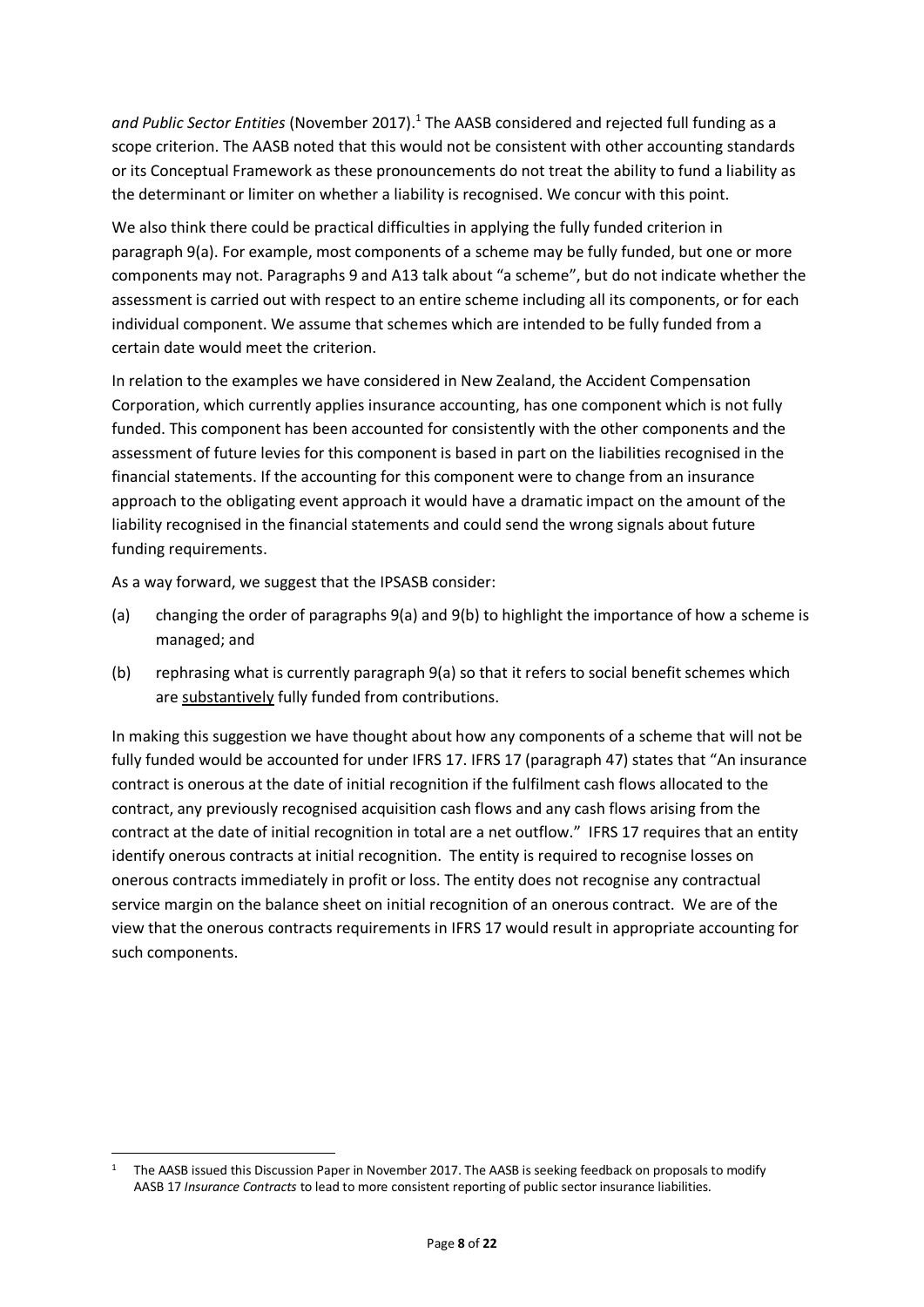*and Public Sector Entities* (November 2017).[1] The AASB considered and rejected full funding as a scope criterion. The AASB noted that this would not be consistent with other accounting standards or its Conceptual Framework as these pronouncements do not treat the ability to fund a liability as the determinant or limiter on whether a liability is recognised. We concur with this point.

We also think there could be practical difficulties in applying the fully funded criterion in paragraph 9(a). For example, most components of a scheme may be fully funded, but one or more components may not. Paragraphs 9 and A13 talk about "a scheme", but do not indicate whether the assessment is carried out with respect to an entire scheme including all its components, or for each individual component. We assume that schemes which are intended to be fully funded from a certain date would meet the criterion.

In relation to the examples we have considered in New Zealand, the Accident Compensation Corporation, which currently applies insurance accounting, has one component which is not fully funded. This component has been accounted for consistently with the other components and the assessment of future levies for this component is based in part on the liabilities recognised in the financial statements. If the accounting for this component were to change from an insurance approach to the obligating event approach it would have a dramatic impact on the amount of the liability recognised in the financial statements and could send the wrong signals about future funding requirements.

As a way forward, we suggest that the IPSASB consider:

(a) changing the order of paragraphs 9(a) and 9(b) to highlight the importance of how a scheme is managed; and

(b) rephrasing what is currently paragraph 9(a) so that it refers to social benefit schemes which are <u>substantively</u> fully funded from contributions.

In making this suggestion we have thought about how any components of a scheme that will not be fully funded would be accounted for under IFRS 17. IFRS 17 (paragraph 47) states that "An insurance contract is onerous at the date of initial recognition if the fulfilment cash flows allocated to the contract, any previously recognised acquisition cash flows and any cash flows arising from the contract at the date of initial recognition in total are a net outflow." IFRS 17 requires that an entity identify onerous contracts at initial recognition. The entity is required to recognise losses on onerous contracts immediately in profit or loss. The entity does not recognise any contractual service margin on the balance sheet on initial recognition of an onerous contract. We are of the view that the onerous contracts requirements in IFRS 17 would result in appropriate accounting for such components.

---

[1] The AASB issued this Discussion Paper in November 2017. The AASB is seeking feedback on proposals to modify AASB 17 *Insurance Contracts* to lead to more consistent reporting of public sector insurance liabilities.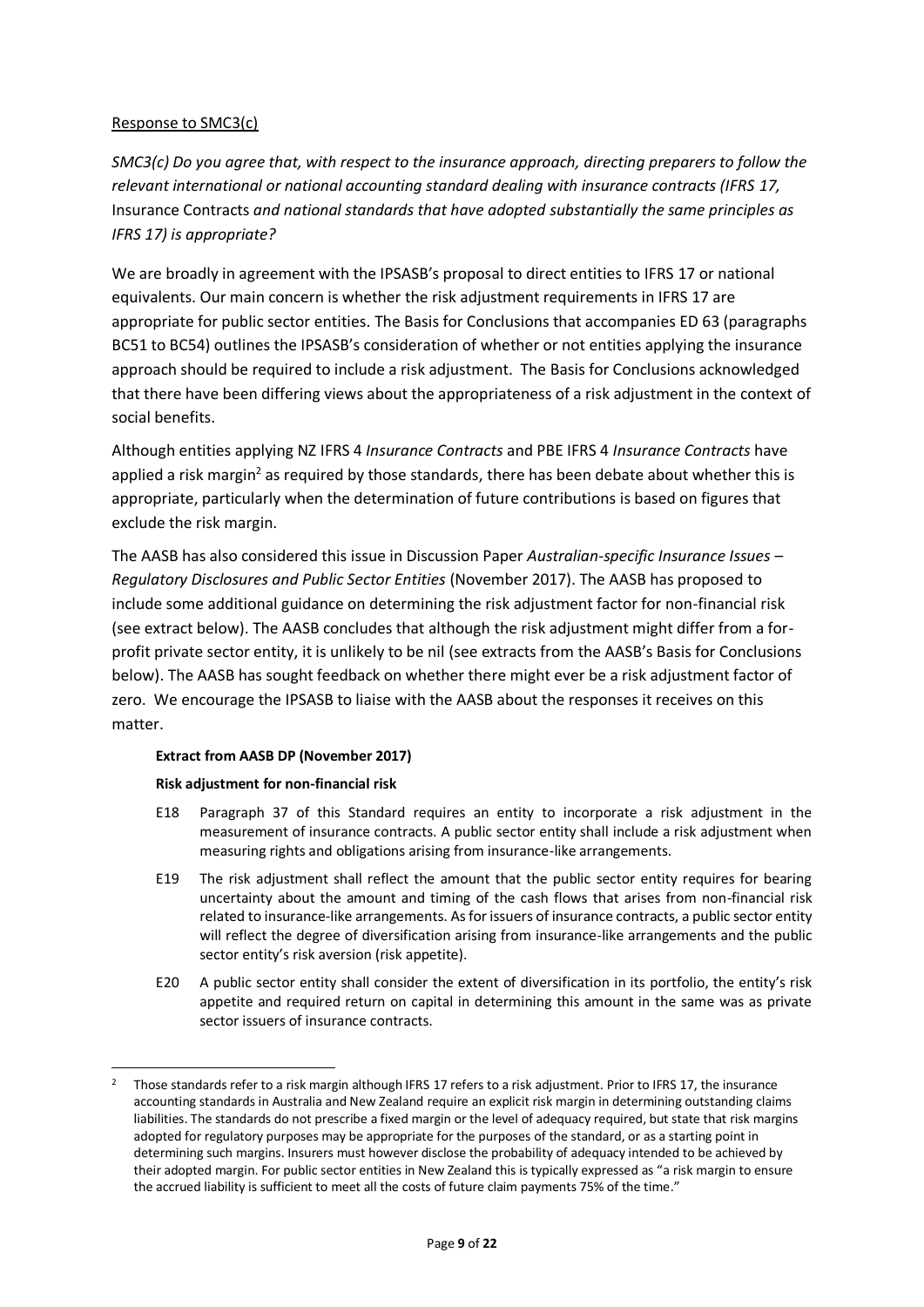Response to SMC3(c)

*SMC3(c) Do you agree that, with respect to the insurance approach, directing preparers to follow the relevant international or national accounting standard dealing with insurance contracts (IFRS 17,* Insurance Contracts *and national standards that have adopted substantially the same principles as IFRS 17) is appropriate?*

We are broadly in agreement with the IPSASB's proposal to direct entities to IFRS 17 or national equivalents. Our main concern is whether the risk adjustment requirements in IFRS 17 are appropriate for public sector entities. The Basis for Conclusions that accompanies ED 63 (paragraphs BC51 to BC54) outlines the IPSASB's consideration of whether or not entities applying the insurance approach should be required to include a risk adjustment. The Basis for Conclusions acknowledged that there have been differing views about the appropriateness of a risk adjustment in the context of social benefits.

Although entities applying NZ IFRS 4 *Insurance Contracts* and PBE IFRS 4 *Insurance Contracts* have applied a risk margin[2] as required by those standards, there has been debate about whether this is appropriate, particularly when the determination of future contributions is based on figures that exclude the risk margin.

The AASB has also considered this issue in Discussion Paper *Australian-specific Insurance Issues – Regulatory Disclosures and Public Sector Entities* (November 2017). The AASB has proposed to include some additional guidance on determining the risk adjustment factor for non-financial risk (see extract below). The AASB concludes that although the risk adjustment might differ from a for-profit private sector entity, it is unlikely to be nil (see extracts from the AASB's Basis for Conclusions below). The AASB has sought feedback on whether there might ever be a risk adjustment factor of zero. We encourage the IPSASB to liaise with the AASB about the responses it receives on this matter.

**Extract from AASB DP (November 2017)**

**Risk adjustment for non-financial risk**

E18 Paragraph 37 of this Standard requires an entity to incorporate a risk adjustment in the measurement of insurance contracts. A public sector entity shall include a risk adjustment when measuring rights and obligations arising from insurance-like arrangements.

E19 The risk adjustment shall reflect the amount that the public sector entity requires for bearing uncertainty about the amount and timing of the cash flows that arises from non-financial risk related to insurance-like arrangements. As for issuers of insurance contracts, a public sector entity will reflect the degree of diversification arising from insurance-like arrangements and the public sector entity's risk aversion (risk appetite).

E20 A public sector entity shall consider the extent of diversification in its portfolio, the entity's risk appetite and required return on capital in determining this amount in the same was as private sector issuers of insurance contracts.

---

[2] Those standards refer to a risk margin although IFRS 17 refers to a risk adjustment. Prior to IFRS 17, the insurance accounting standards in Australia and New Zealand require an explicit risk margin in determining outstanding claims liabilities. The standards do not prescribe a fixed margin or the level of adequacy required, but state that risk margins adopted for regulatory purposes may be appropriate for the purposes of the standard, or as a starting point in determining such margins. Insurers must however disclose the probability of adequacy intended to be achieved by their adopted margin. For public sector entities in New Zealand this is typically expressed as "a risk margin to ensure the accrued liability is sufficient to meet all the costs of future claim payments 75% of the time."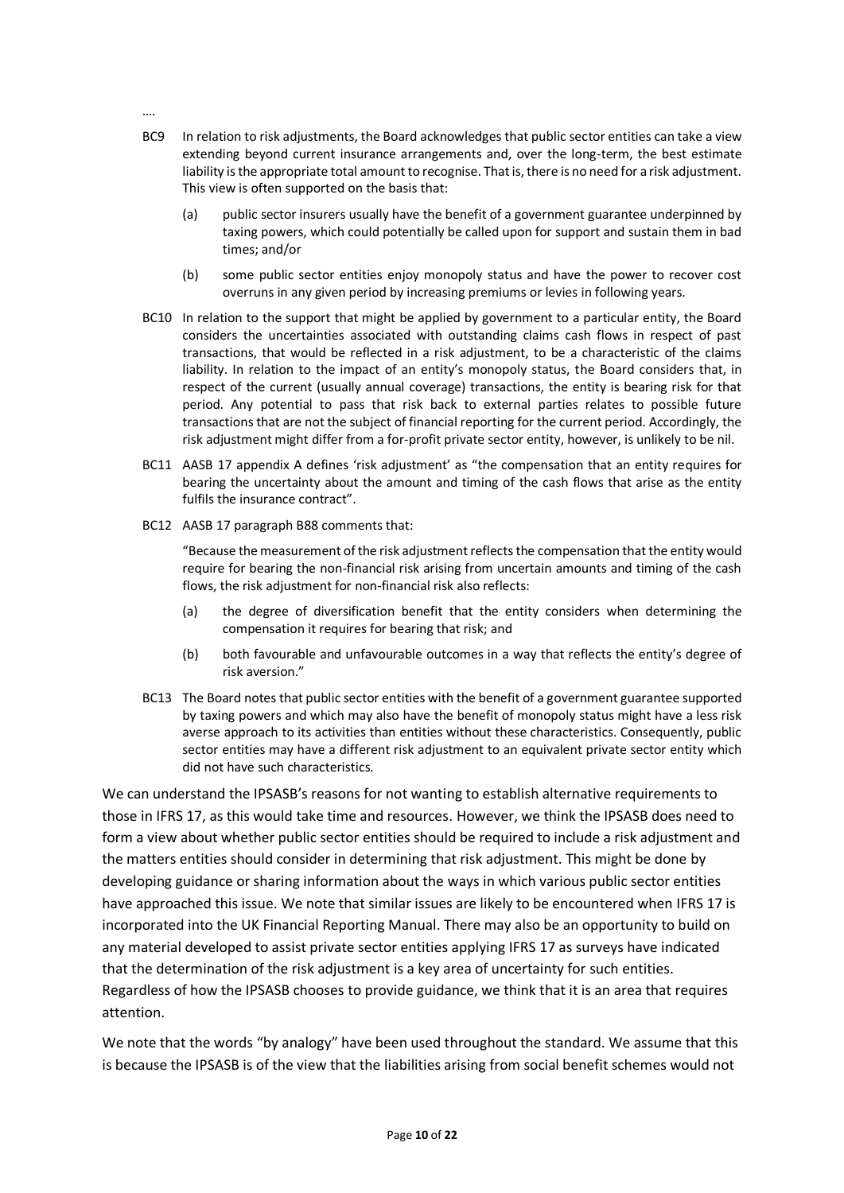….

BC9 In relation to risk adjustments, the Board acknowledges that public sector entities can take a view extending beyond current insurance arrangements and, over the long-term, the best estimate liability is the appropriate total amount to recognise. That is, there is no need for a risk adjustment. This view is often supported on the basis that:

(a) public sector insurers usually have the benefit of a government guarantee underpinned by taxing powers, which could potentially be called upon for support and sustain them in bad times; and/or

(b) some public sector entities enjoy monopoly status and have the power to recover cost overruns in any given period by increasing premiums or levies in following years.

BC10 In relation to the support that might be applied by government to a particular entity, the Board considers the uncertainties associated with outstanding claims cash flows in respect of past transactions, that would be reflected in a risk adjustment, to be a characteristic of the claims liability. In relation to the impact of an entity's monopoly status, the Board considers that, in respect of the current (usually annual coverage) transactions, the entity is bearing risk for that period. Any potential to pass that risk back to external parties relates to possible future transactions that are not the subject of financial reporting for the current period. Accordingly, the risk adjustment might differ from a for-profit private sector entity, however, is unlikely to be nil.

BC11 AASB 17 appendix A defines 'risk adjustment' as "the compensation that an entity requires for bearing the uncertainty about the amount and timing of the cash flows that arise as the entity fulfils the insurance contract".

BC12 AASB 17 paragraph B88 comments that:

"Because the measurement of the risk adjustment reflects the compensation that the entity would require for bearing the non-financial risk arising from uncertain amounts and timing of the cash flows, the risk adjustment for non-financial risk also reflects:

(a) the degree of diversification benefit that the entity considers when determining the compensation it requires for bearing that risk; and

(b) both favourable and unfavourable outcomes in a way that reflects the entity's degree of risk aversion."

BC13 The Board notes that public sector entities with the benefit of a government guarantee supported by taxing powers and which may also have the benefit of monopoly status might have a less risk averse approach to its activities than entities without these characteristics. Consequently, public sector entities may have a different risk adjustment to an equivalent private sector entity which did not have such characteristics.

We can understand the IPSASB's reasons for not wanting to establish alternative requirements to those in IFRS 17, as this would take time and resources. However, we think the IPSASB does need to form a view about whether public sector entities should be required to include a risk adjustment and the matters entities should consider in determining that risk adjustment. This might be done by developing guidance or sharing information about the ways in which various public sector entities have approached this issue. We note that similar issues are likely to be encountered when IFRS 17 is incorporated into the UK Financial Reporting Manual. There may also be an opportunity to build on any material developed to assist private sector entities applying IFRS 17 as surveys have indicated that the determination of the risk adjustment is a key area of uncertainty for such entities. Regardless of how the IPSASB chooses to provide guidance, we think that it is an area that requires attention.

We note that the words "by analogy" have been used throughout the standard. We assume that this is because the IPSASB is of the view that the liabilities arising from social benefit schemes would not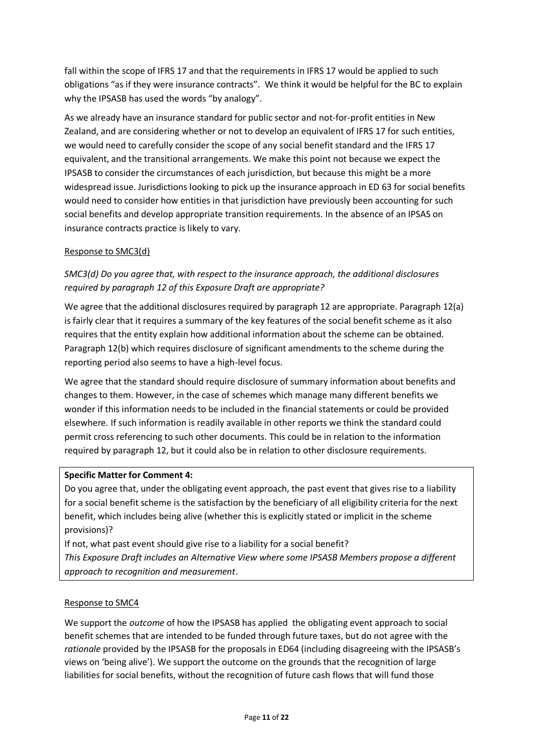fall within the scope of IFRS 17 and that the requirements in IFRS 17 would be applied to such obligations "as if they were insurance contracts". We think it would be helpful for the BC to explain why the IPSASB has used the words "by analogy".

As we already have an insurance standard for public sector and not-for-profit entities in New Zealand, and are considering whether or not to develop an equivalent of IFRS 17 for such entities, we would need to carefully consider the scope of any social benefit standard and the IFRS 17 equivalent, and the transitional arrangements. We make this point not because we expect the IPSASB to consider the circumstances of each jurisdiction, but because this might be a more widespread issue. Jurisdictions looking to pick up the insurance approach in ED 63 for social benefits would need to consider how entities in that jurisdiction have previously been accounting for such social benefits and develop appropriate transition requirements. In the absence of an IPSAS on insurance contracts practice is likely to vary.

Response to SMC3(d)

*SMC3(d) Do you agree that, with respect to the insurance approach, the additional disclosures required by paragraph 12 of this Exposure Draft are appropriate?*

We agree that the additional disclosures required by paragraph 12 are appropriate. Paragraph 12(a) is fairly clear that it requires a summary of the key features of the social benefit scheme as it also requires that the entity explain how additional information about the scheme can be obtained. Paragraph 12(b) which requires disclosure of significant amendments to the scheme during the reporting period also seems to have a high-level focus.

We agree that the standard should require disclosure of summary information about benefits and changes to them. However, in the case of schemes which manage many different benefits we wonder if this information needs to be included in the financial statements or could be provided elsewhere. If such information is readily available in other reports we think the standard could permit cross referencing to such other documents. This could be in relation to the information required by paragraph 12, but it could also be in relation to other disclosure requirements.

**Specific Matter for Comment 4:**

Do you agree that, under the obligating event approach, the past event that gives rise to a liability for a social benefit scheme is the satisfaction by the beneficiary of all eligibility criteria for the next benefit, which includes being alive (whether this is explicitly stated or implicit in the scheme provisions)?

If not, what past event should give rise to a liability for a social benefit?

*This Exposure Draft includes an Alternative View where some IPSASB Members propose a different approach to recognition and measurement.*

Response to SMC4

We support the *outcome* of how the IPSASB has applied the obligating event approach to social benefit schemes that are intended to be funded through future taxes, but do not agree with the *rationale* provided by the IPSASB for the proposals in ED64 (including disagreeing with the IPSASB's views on 'being alive'). We support the outcome on the grounds that the recognition of large liabilities for social benefits, without the recognition of future cash flows that will fund those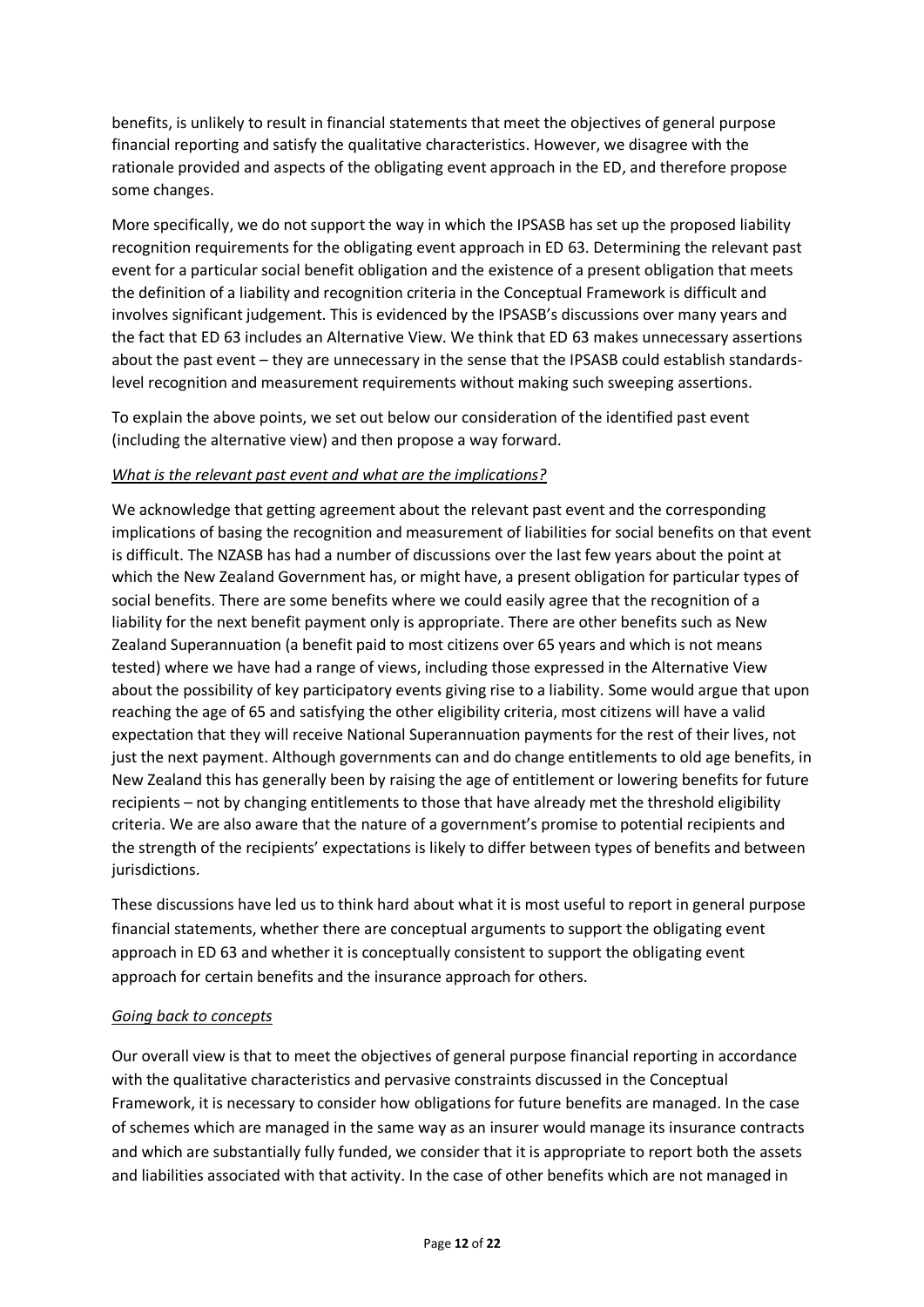benefits, is unlikely to result in financial statements that meet the objectives of general purpose financial reporting and satisfy the qualitative characteristics. However, we disagree with the rationale provided and aspects of the obligating event approach in the ED, and therefore propose some changes.

More specifically, we do not support the way in which the IPSASB has set up the proposed liability recognition requirements for the obligating event approach in ED 63. Determining the relevant past event for a particular social benefit obligation and the existence of a present obligation that meets the definition of a liability and recognition criteria in the Conceptual Framework is difficult and involves significant judgement. This is evidenced by the IPSASB's discussions over many years and the fact that ED 63 includes an Alternative View. We think that ED 63 makes unnecessary assertions about the past event – they are unnecessary in the sense that the IPSASB could establish standards-level recognition and measurement requirements without making such sweeping assertions.

To explain the above points, we set out below our consideration of the identified past event (including the alternative view) and then propose a way forward.

*What is the relevant past event and what are the implications?*

We acknowledge that getting agreement about the relevant past event and the corresponding implications of basing the recognition and measurement of liabilities for social benefits on that event is difficult. The NZASB has had a number of discussions over the last few years about the point at which the New Zealand Government has, or might have, a present obligation for particular types of social benefits. There are some benefits where we could easily agree that the recognition of a liability for the next benefit payment only is appropriate. There are other benefits such as New Zealand Superannuation (a benefit paid to most citizens over 65 years and which is not means tested) where we have had a range of views, including those expressed in the Alternative View about the possibility of key participatory events giving rise to a liability. Some would argue that upon reaching the age of 65 and satisfying the other eligibility criteria, most citizens will have a valid expectation that they will receive National Superannuation payments for the rest of their lives, not just the next payment. Although governments can and do change entitlements to old age benefits, in New Zealand this has generally been by raising the age of entitlement or lowering benefits for future recipients – not by changing entitlements to those that have already met the threshold eligibility criteria. We are also aware that the nature of a government's promise to potential recipients and the strength of the recipients' expectations is likely to differ between types of benefits and between jurisdictions.

These discussions have led us to think hard about what it is most useful to report in general purpose financial statements, whether there are conceptual arguments to support the obligating event approach in ED 63 and whether it is conceptually consistent to support the obligating event approach for certain benefits and the insurance approach for others.

*Going back to concepts*

Our overall view is that to meet the objectives of general purpose financial reporting in accordance with the qualitative characteristics and pervasive constraints discussed in the Conceptual Framework, it is necessary to consider how obligations for future benefits are managed. In the case of schemes which are managed in the same way as an insurer would manage its insurance contracts and which are substantially fully funded, we consider that it is appropriate to report both the assets and liabilities associated with that activity. In the case of other benefits which are not managed in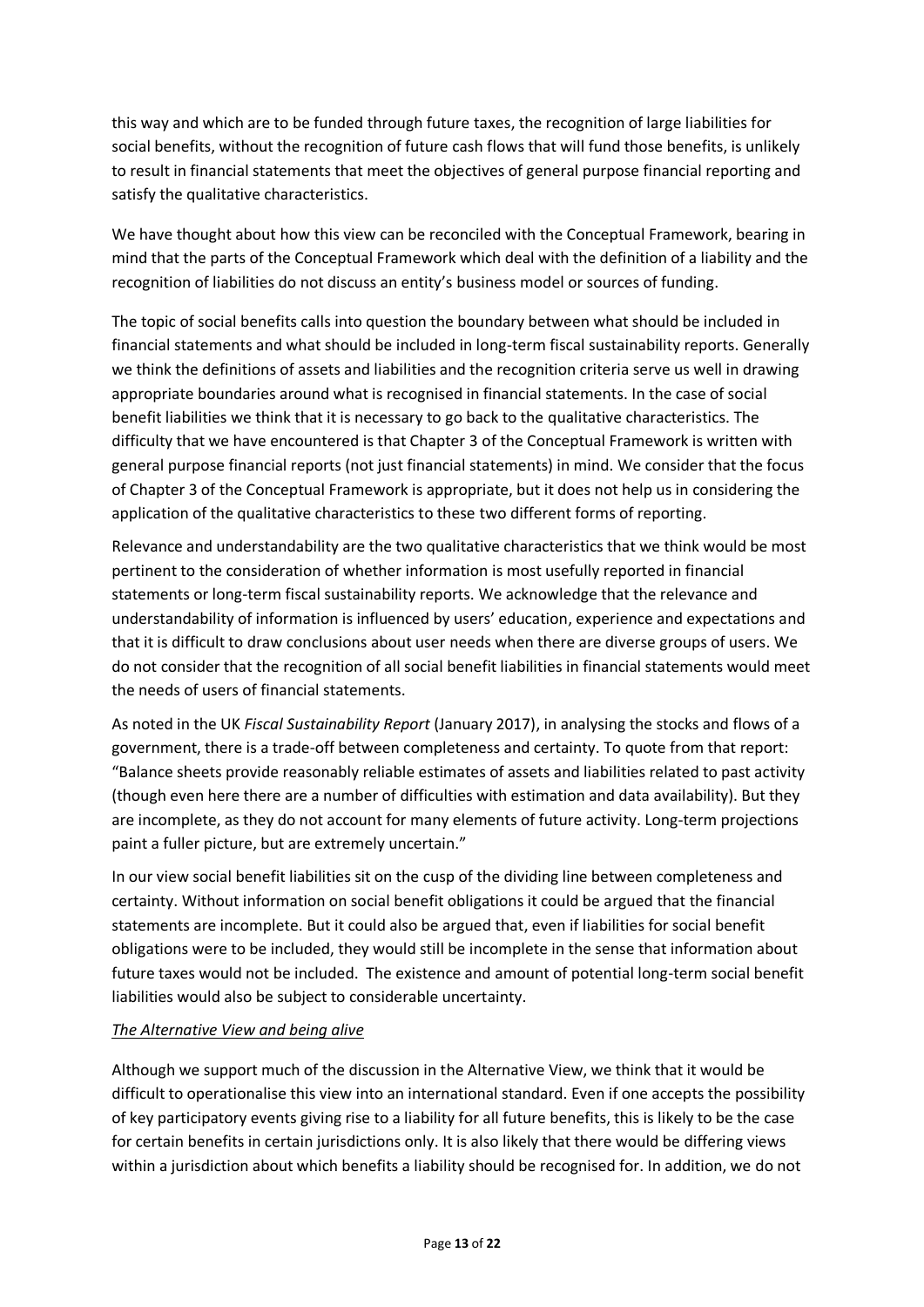this way and which are to be funded through future taxes, the recognition of large liabilities for social benefits, without the recognition of future cash flows that will fund those benefits, is unlikely to result in financial statements that meet the objectives of general purpose financial reporting and satisfy the qualitative characteristics.

We have thought about how this view can be reconciled with the Conceptual Framework, bearing in mind that the parts of the Conceptual Framework which deal with the definition of a liability and the recognition of liabilities do not discuss an entity's business model or sources of funding.

The topic of social benefits calls into question the boundary between what should be included in financial statements and what should be included in long-term fiscal sustainability reports. Generally we think the definitions of assets and liabilities and the recognition criteria serve us well in drawing appropriate boundaries around what is recognised in financial statements. In the case of social benefit liabilities we think that it is necessary to go back to the qualitative characteristics. The difficulty that we have encountered is that Chapter 3 of the Conceptual Framework is written with general purpose financial reports (not just financial statements) in mind. We consider that the focus of Chapter 3 of the Conceptual Framework is appropriate, but it does not help us in considering the application of the qualitative characteristics to these two different forms of reporting.

Relevance and understandability are the two qualitative characteristics that we think would be most pertinent to the consideration of whether information is most usefully reported in financial statements or long-term fiscal sustainability reports. We acknowledge that the relevance and understandability of information is influenced by users' education, experience and expectations and that it is difficult to draw conclusions about user needs when there are diverse groups of users. We do not consider that the recognition of all social benefit liabilities in financial statements would meet the needs of users of financial statements.

As noted in the UK *Fiscal Sustainability Report* (January 2017), in analysing the stocks and flows of a government, there is a trade-off between completeness and certainty. To quote from that report: "Balance sheets provide reasonably reliable estimates of assets and liabilities related to past activity (though even here there are a number of difficulties with estimation and data availability). But they are incomplete, as they do not account for many elements of future activity. Long-term projections paint a fuller picture, but are extremely uncertain."

In our view social benefit liabilities sit on the cusp of the dividing line between completeness and certainty. Without information on social benefit obligations it could be argued that the financial statements are incomplete. But it could also be argued that, even if liabilities for social benefit obligations were to be included, they would still be incomplete in the sense that information about future taxes would not be included. The existence and amount of potential long-term social benefit liabilities would also be subject to considerable uncertainty.

*The Alternative View and being alive*

Although we support much of the discussion in the Alternative View, we think that it would be difficult to operationalise this view into an international standard. Even if one accepts the possibility of key participatory events giving rise to a liability for all future benefits, this is likely to be the case for certain benefits in certain jurisdictions only. It is also likely that there would be differing views within a jurisdiction about which benefits a liability should be recognised for. In addition, we do not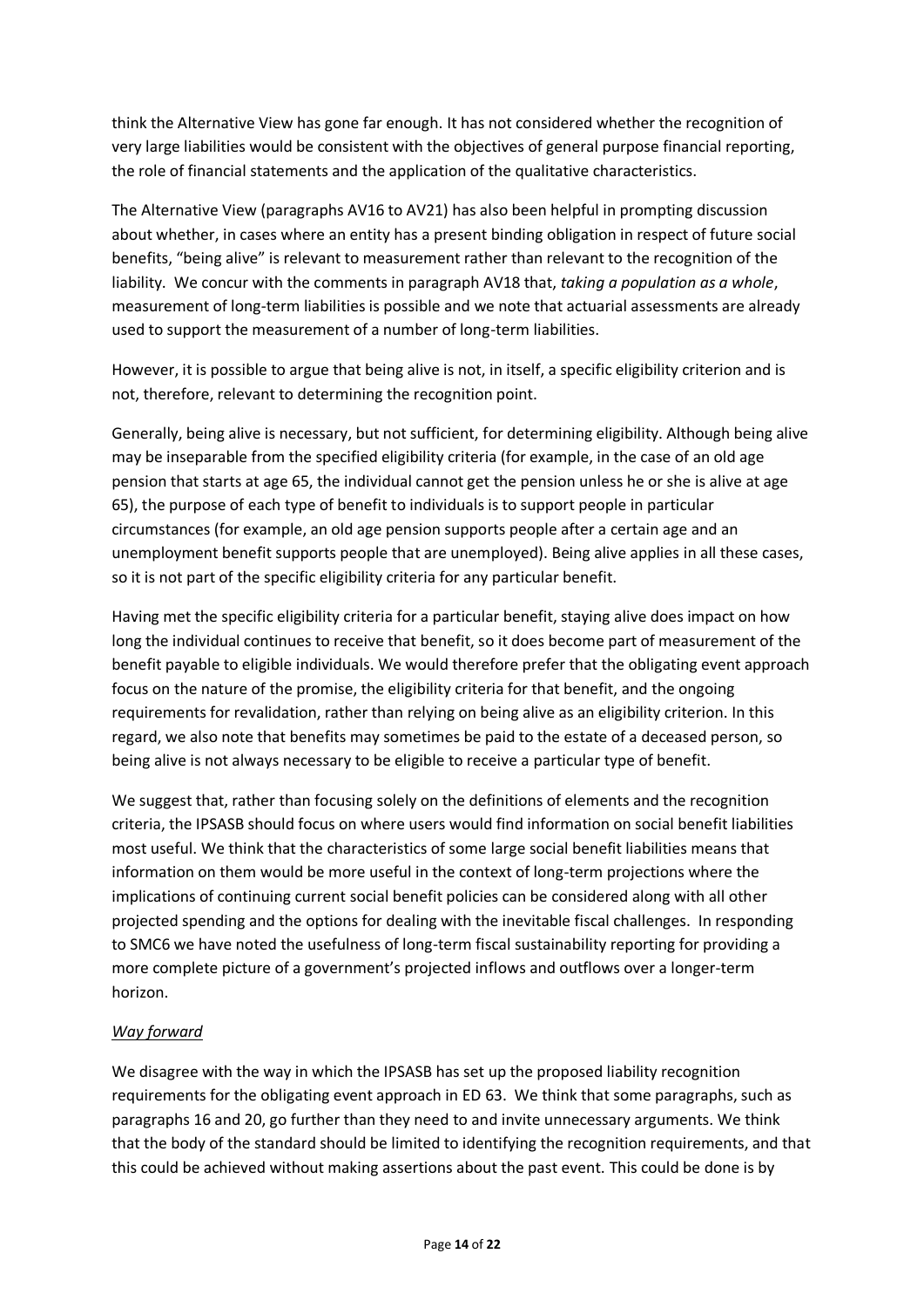think the Alternative View has gone far enough. It has not considered whether the recognition of very large liabilities would be consistent with the objectives of general purpose financial reporting, the role of financial statements and the application of the qualitative characteristics.

The Alternative View (paragraphs AV16 to AV21) has also been helpful in prompting discussion about whether, in cases where an entity has a present binding obligation in respect of future social benefits, "being alive" is relevant to measurement rather than relevant to the recognition of the liability. We concur with the comments in paragraph AV18 that, *taking a population as a whole*, measurement of long-term liabilities is possible and we note that actuarial assessments are already used to support the measurement of a number of long-term liabilities.

However, it is possible to argue that being alive is not, in itself, a specific eligibility criterion and is not, therefore, relevant to determining the recognition point.

Generally, being alive is necessary, but not sufficient, for determining eligibility. Although being alive may be inseparable from the specified eligibility criteria (for example, in the case of an old age pension that starts at age 65, the individual cannot get the pension unless he or she is alive at age 65), the purpose of each type of benefit to individuals is to support people in particular circumstances (for example, an old age pension supports people after a certain age and an unemployment benefit supports people that are unemployed). Being alive applies in all these cases, so it is not part of the specific eligibility criteria for any particular benefit.

Having met the specific eligibility criteria for a particular benefit, staying alive does impact on how long the individual continues to receive that benefit, so it does become part of measurement of the benefit payable to eligible individuals. We would therefore prefer that the obligating event approach focus on the nature of the promise, the eligibility criteria for that benefit, and the ongoing requirements for revalidation, rather than relying on being alive as an eligibility criterion. In this regard, we also note that benefits may sometimes be paid to the estate of a deceased person, so being alive is not always necessary to be eligible to receive a particular type of benefit.

We suggest that, rather than focusing solely on the definitions of elements and the recognition criteria, the IPSASB should focus on where users would find information on social benefit liabilities most useful. We think that the characteristics of some large social benefit liabilities means that information on them would be more useful in the context of long-term projections where the implications of continuing current social benefit policies can be considered along with all other projected spending and the options for dealing with the inevitable fiscal challenges. In responding to SMC6 we have noted the usefulness of long-term fiscal sustainability reporting for providing a more complete picture of a government's projected inflows and outflows over a longer-term horizon.

*Way forward*

We disagree with the way in which the IPSASB has set up the proposed liability recognition requirements for the obligating event approach in ED 63. We think that some paragraphs, such as paragraphs 16 and 20, go further than they need to and invite unnecessary arguments. We think that the body of the standard should be limited to identifying the recognition requirements, and that this could be achieved without making assertions about the past event. This could be done is by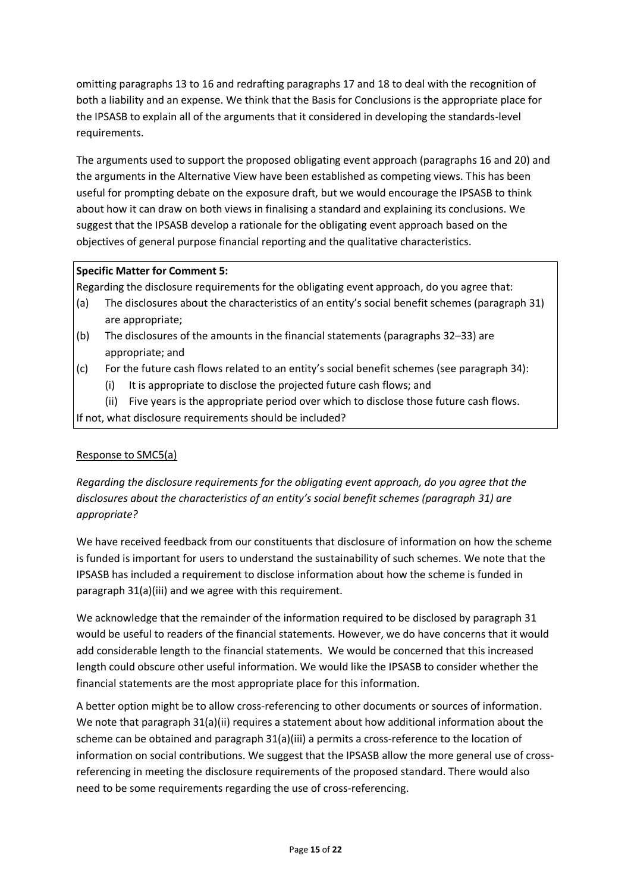omitting paragraphs 13 to 16 and redrafting paragraphs 17 and 18 to deal with the recognition of both a liability and an expense. We think that the Basis for Conclusions is the appropriate place for the IPSASB to explain all of the arguments that it considered in developing the standards-level requirements.

The arguments used to support the proposed obligating event approach (paragraphs 16 and 20) and the arguments in the Alternative View have been established as competing views. This has been useful for prompting debate on the exposure draft, but we would encourage the IPSASB to think about how it can draw on both views in finalising a standard and explaining its conclusions. We suggest that the IPSASB develop a rationale for the obligating event approach based on the objectives of general purpose financial reporting and the qualitative characteristics.

**Specific Matter for Comment 5:**

Regarding the disclosure requirements for the obligating event approach, do you agree that:

(a) The disclosures about the characteristics of an entity's social benefit schemes (paragraph 31) are appropriate;

(b) The disclosures of the amounts in the financial statements (paragraphs 32–33) are appropriate; and

(c) For the future cash flows related to an entity's social benefit schemes (see paragraph 34):

  (i) It is appropriate to disclose the projected future cash flows; and

  (ii) Five years is the appropriate period over which to disclose those future cash flows.

If not, what disclosure requirements should be included?

<u>Response to SMC5(a)</u>

*Regarding the disclosure requirements for the obligating event approach, do you agree that the disclosures about the characteristics of an entity's social benefit schemes (paragraph 31) are appropriate?*

We have received feedback from our constituents that disclosure of information on how the scheme is funded is important for users to understand the sustainability of such schemes. We note that the IPSASB has included a requirement to disclose information about how the scheme is funded in paragraph 31(a)(iii) and we agree with this requirement.

We acknowledge that the remainder of the information required to be disclosed by paragraph 31 would be useful to readers of the financial statements. However, we do have concerns that it would add considerable length to the financial statements. We would be concerned that this increased length could obscure other useful information. We would like the IPSASB to consider whether the financial statements are the most appropriate place for this information.

A better option might be to allow cross-referencing to other documents or sources of information. We note that paragraph 31(a)(ii) requires a statement about how additional information about the scheme can be obtained and paragraph 31(a)(iii) a permits a cross-reference to the location of information on social contributions. We suggest that the IPSASB allow the more general use of cross-referencing in meeting the disclosure requirements of the proposed standard. There would also need to be some requirements regarding the use of cross-referencing.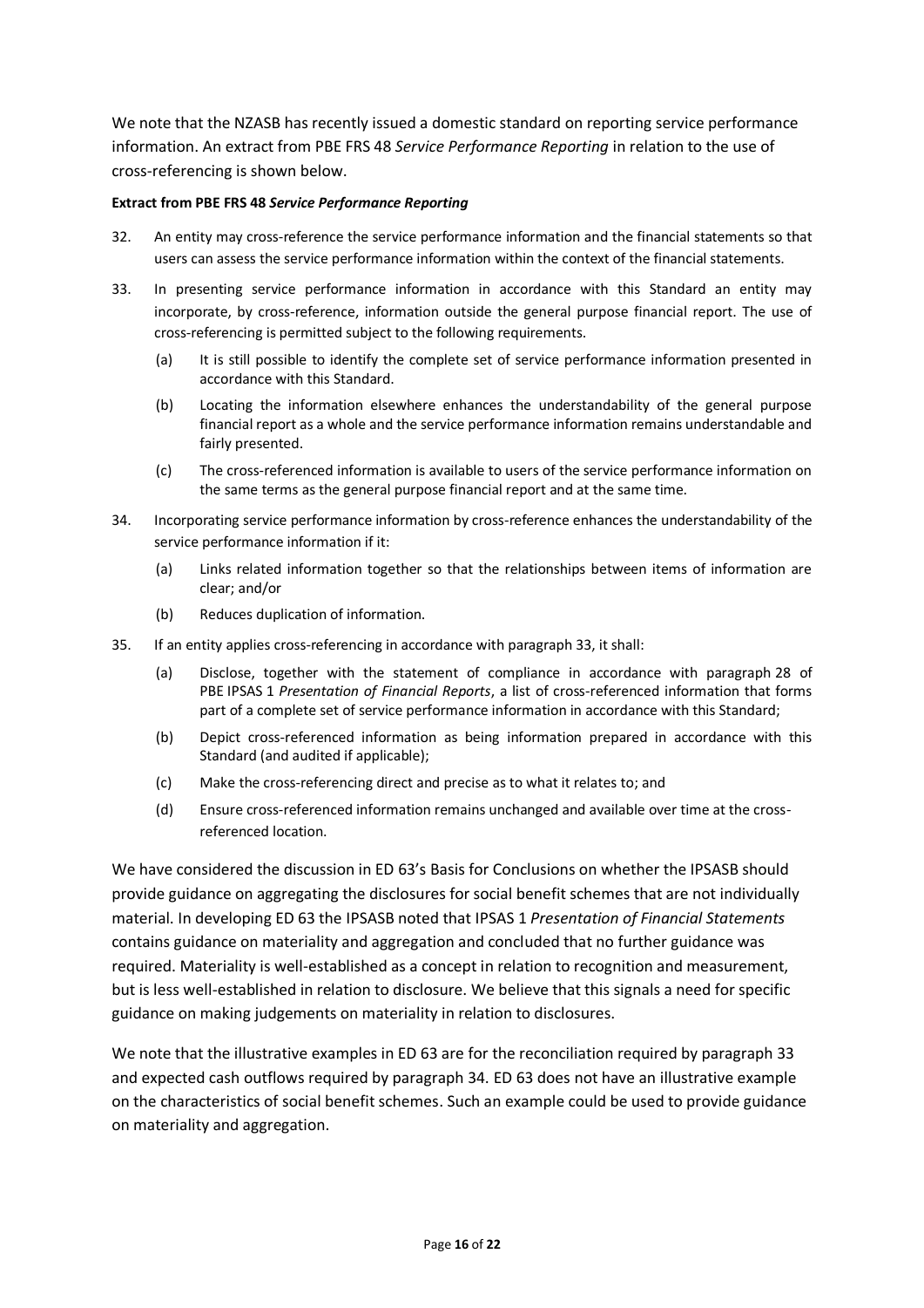We note that the NZASB has recently issued a domestic standard on reporting service performance information. An extract from PBE FRS 48 *Service Performance Reporting* in relation to the use of cross-referencing is shown below.

**Extract from PBE FRS 48 *Service Performance Reporting***

32. An entity may cross-reference the service performance information and the financial statements so that users can assess the service performance information within the context of the financial statements.

33. In presenting service performance information in accordance with this Standard an entity may incorporate, by cross-reference, information outside the general purpose financial report. The use of cross-referencing is permitted subject to the following requirements.

    (a) It is still possible to identify the complete set of service performance information presented in accordance with this Standard.

    (b) Locating the information elsewhere enhances the understandability of the general purpose financial report as a whole and the service performance information remains understandable and fairly presented.

    (c) The cross-referenced information is available to users of the service performance information on the same terms as the general purpose financial report and at the same time.

34. Incorporating service performance information by cross-reference enhances the understandability of the service performance information if it:

    (a) Links related information together so that the relationships between items of information are clear; and/or

    (b) Reduces duplication of information.

35. If an entity applies cross-referencing in accordance with paragraph 33, it shall:

    (a) Disclose, together with the statement of compliance in accordance with paragraph 28 of PBE IPSAS 1 *Presentation of Financial Reports*, a list of cross-referenced information that forms part of a complete set of service performance information in accordance with this Standard;

    (b) Depict cross-referenced information as being information prepared in accordance with this Standard (and audited if applicable);

    (c) Make the cross-referencing direct and precise as to what it relates to; and

    (d) Ensure cross-referenced information remains unchanged and available over time at the cross-referenced location.

We have considered the discussion in ED 63's Basis for Conclusions on whether the IPSASB should provide guidance on aggregating the disclosures for social benefit schemes that are not individually material. In developing ED 63 the IPSASB noted that IPSAS 1 *Presentation of Financial Statements* contains guidance on materiality and aggregation and concluded that no further guidance was required. Materiality is well-established as a concept in relation to recognition and measurement, but is less well-established in relation to disclosure. We believe that this signals a need for specific guidance on making judgements on materiality in relation to disclosures.

We note that the illustrative examples in ED 63 are for the reconciliation required by paragraph 33 and expected cash outflows required by paragraph 34. ED 63 does not have an illustrative example on the characteristics of social benefit schemes. Such an example could be used to provide guidance on materiality and aggregation.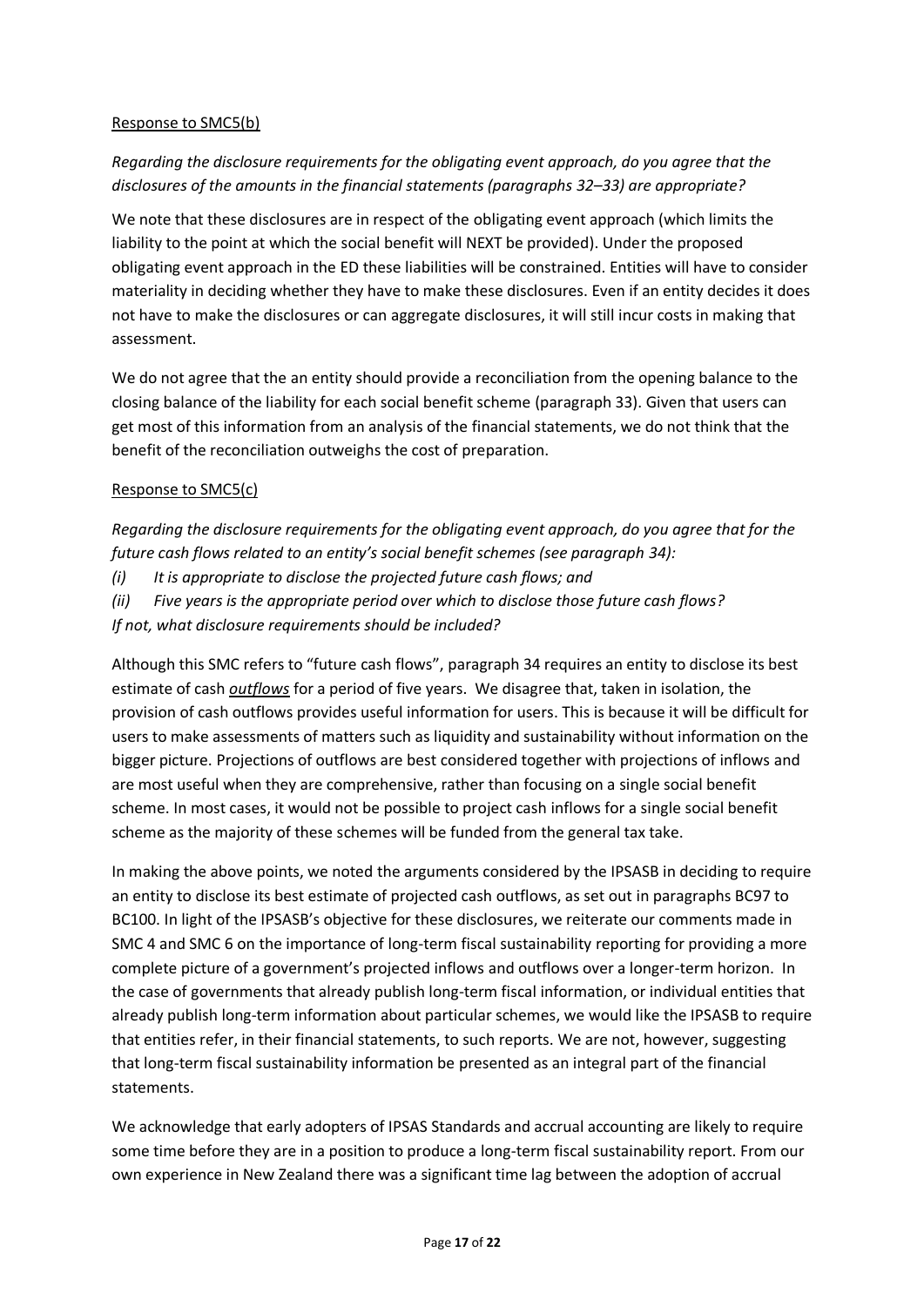Response to SMC5(b)

*Regarding the disclosure requirements for the obligating event approach, do you agree that the disclosures of the amounts in the financial statements (paragraphs 32–33) are appropriate?*

We note that these disclosures are in respect of the obligating event approach (which limits the liability to the point at which the social benefit will NEXT be provided). Under the proposed obligating event approach in the ED these liabilities will be constrained. Entities will have to consider materiality in deciding whether they have to make these disclosures. Even if an entity decides it does not have to make the disclosures or can aggregate disclosures, it will still incur costs in making that assessment.

We do not agree that the an entity should provide a reconciliation from the opening balance to the closing balance of the liability for each social benefit scheme (paragraph 33). Given that users can get most of this information from an analysis of the financial statements, we do not think that the benefit of the reconciliation outweighs the cost of preparation.

Response to SMC5(c)

*Regarding the disclosure requirements for the obligating event approach, do you agree that for the future cash flows related to an entity's social benefit schemes (see paragraph 34):*

*(i) It is appropriate to disclose the projected future cash flows; and*

*(ii) Five years is the appropriate period over which to disclose those future cash flows?*

*If not, what disclosure requirements should be included?*

Although this SMC refers to "future cash flows", paragraph 34 requires an entity to disclose its best estimate of cash ***outflows*** for a period of five years. We disagree that, taken in isolation, the provision of cash outflows provides useful information for users. This is because it will be difficult for users to make assessments of matters such as liquidity and sustainability without information on the bigger picture. Projections of outflows are best considered together with projections of inflows and are most useful when they are comprehensive, rather than focusing on a single social benefit scheme. In most cases, it would not be possible to project cash inflows for a single social benefit scheme as the majority of these schemes will be funded from the general tax take.

In making the above points, we noted the arguments considered by the IPSASB in deciding to require an entity to disclose its best estimate of projected cash outflows, as set out in paragraphs BC97 to BC100. In light of the IPSASB's objective for these disclosures, we reiterate our comments made in SMC 4 and SMC 6 on the importance of long-term fiscal sustainability reporting for providing a more complete picture of a government's projected inflows and outflows over a longer-term horizon. In the case of governments that already publish long-term fiscal information, or individual entities that already publish long-term information about particular schemes, we would like the IPSASB to require that entities refer, in their financial statements, to such reports. We are not, however, suggesting that long-term fiscal sustainability information be presented as an integral part of the financial statements.

We acknowledge that early adopters of IPSAS Standards and accrual accounting are likely to require some time before they are in a position to produce a long-term fiscal sustainability report. From our own experience in New Zealand there was a significant time lag between the adoption of accrual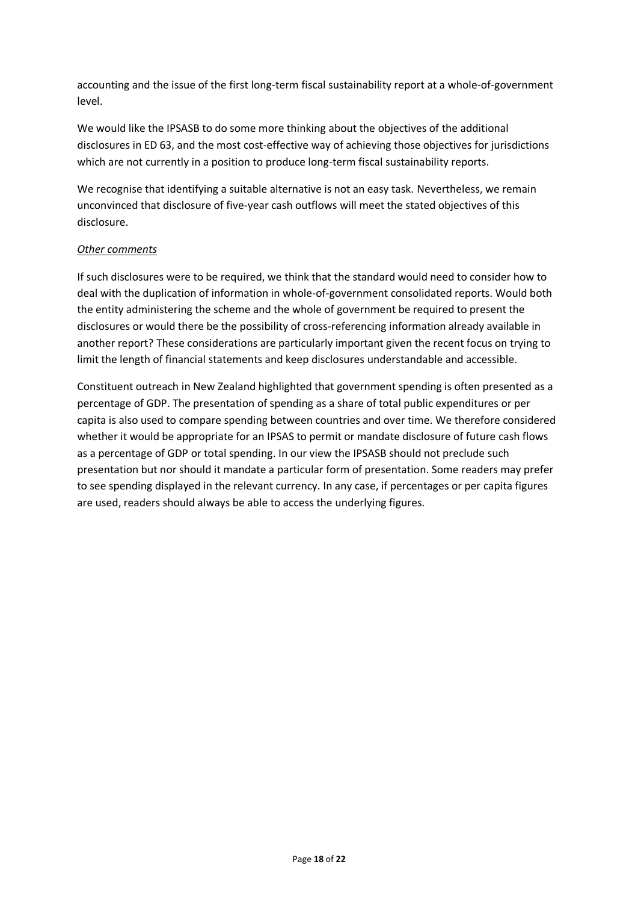accounting and the issue of the first long-term fiscal sustainability report at a whole-of-government level.

We would like the IPSASB to do some more thinking about the objectives of the additional disclosures in ED 63, and the most cost-effective way of achieving those objectives for jurisdictions which are not currently in a position to produce long-term fiscal sustainability reports.

We recognise that identifying a suitable alternative is not an easy task. Nevertheless, we remain unconvinced that disclosure of five-year cash outflows will meet the stated objectives of this disclosure.

*Other comments*

If such disclosures were to be required, we think that the standard would need to consider how to deal with the duplication of information in whole-of-government consolidated reports. Would both the entity administering the scheme and the whole of government be required to present the disclosures or would there be the possibility of cross-referencing information already available in another report? These considerations are particularly important given the recent focus on trying to limit the length of financial statements and keep disclosures understandable and accessible.

Constituent outreach in New Zealand highlighted that government spending is often presented as a percentage of GDP. The presentation of spending as a share of total public expenditures or per capita is also used to compare spending between countries and over time. We therefore considered whether it would be appropriate for an IPSAS to permit or mandate disclosure of future cash flows as a percentage of GDP or total spending. In our view the IPSASB should not preclude such presentation but nor should it mandate a particular form of presentation. Some readers may prefer to see spending displayed in the relevant currency. In any case, if percentages or per capita figures are used, readers should always be able to access the underlying figures.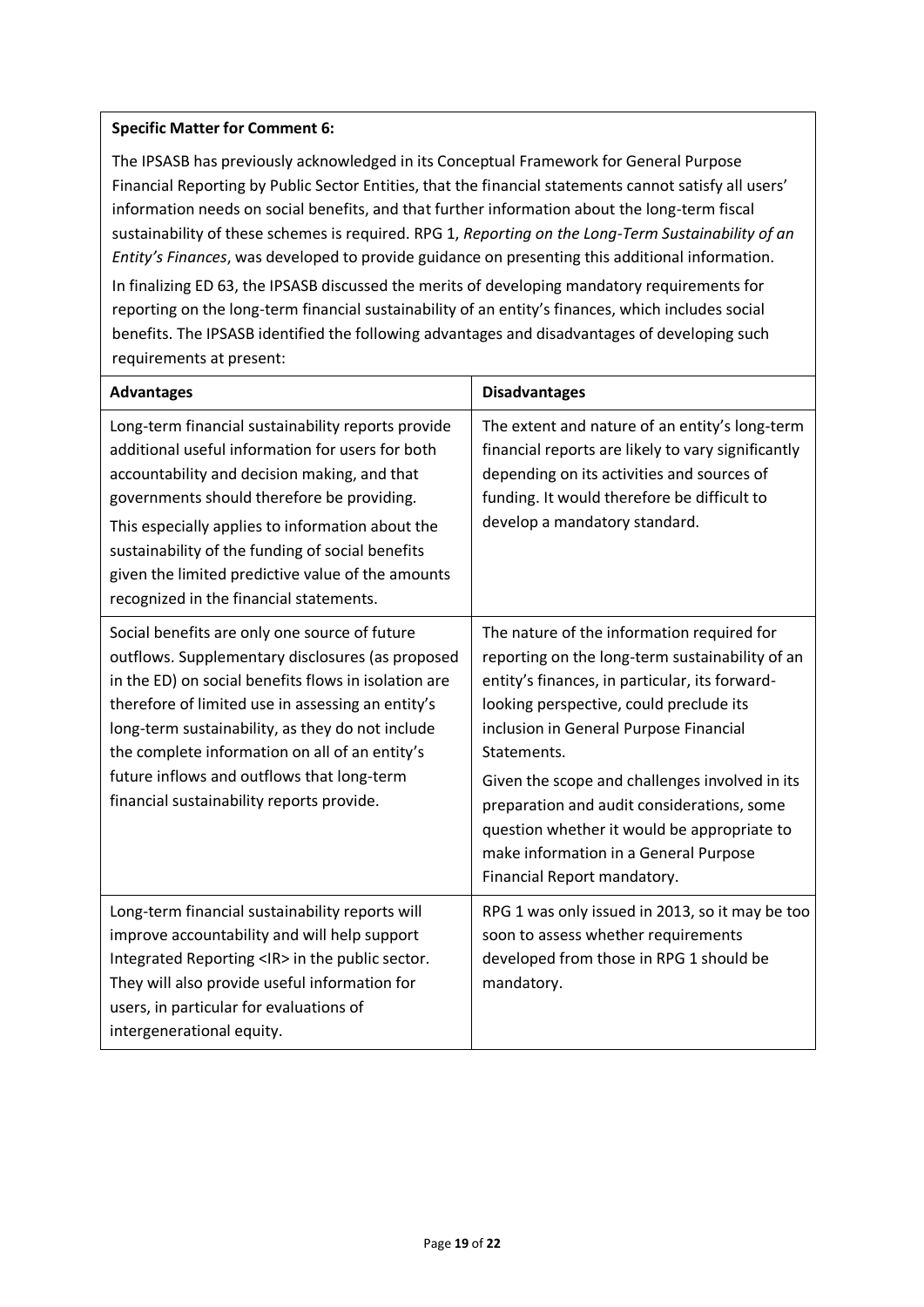**Specific Matter for Comment 6:**

The IPSASB has previously acknowledged in its Conceptual Framework for General Purpose Financial Reporting by Public Sector Entities, that the financial statements cannot satisfy all users' information needs on social benefits, and that further information about the long-term fiscal sustainability of these schemes is required. RPG 1, *Reporting on the Long-Term Sustainability of an Entity's Finances*, was developed to provide guidance on presenting this additional information.

In finalizing ED 63, the IPSASB discussed the merits of developing mandatory requirements for reporting on the long-term financial sustainability of an entity's finances, which includes social benefits. The IPSASB identified the following advantages and disadvantages of developing such requirements at present:

| **Advantages** | **Disadvantages** |
| --- | --- |
| Long-term financial sustainability reports provide additional useful information for users for both accountability and decision making, and that governments should therefore be providing.<br><br>This especially applies to information about the sustainability of the funding of social benefits given the limited predictive value of the amounts recognized in the financial statements. | The extent and nature of an entity's long-term financial reports are likely to vary significantly depending on its activities and sources of funding. It would therefore be difficult to develop a mandatory standard. |
| Social benefits are only one source of future outflows. Supplementary disclosures (as proposed in the ED) on social benefits flows in isolation are therefore of limited use in assessing an entity's long-term sustainability, as they do not include the complete information on all of an entity's future inflows and outflows that long-term financial sustainability reports provide. | The nature of the information required for reporting on the long-term sustainability of an entity's finances, in particular, its forward-looking perspective, could preclude its inclusion in General Purpose Financial Statements.<br><br>Given the scope and challenges involved in its preparation and audit considerations, some question whether it would be appropriate to make information in a General Purpose Financial Report mandatory. |
| Long-term financial sustainability reports will improve accountability and will help support Integrated Reporting <IR> in the public sector. They will also provide useful information for users, in particular for evaluations of intergenerational equity. | RPG 1 was only issued in 2013, so it may be too soon to assess whether requirements developed from those in RPG 1 should be mandatory. |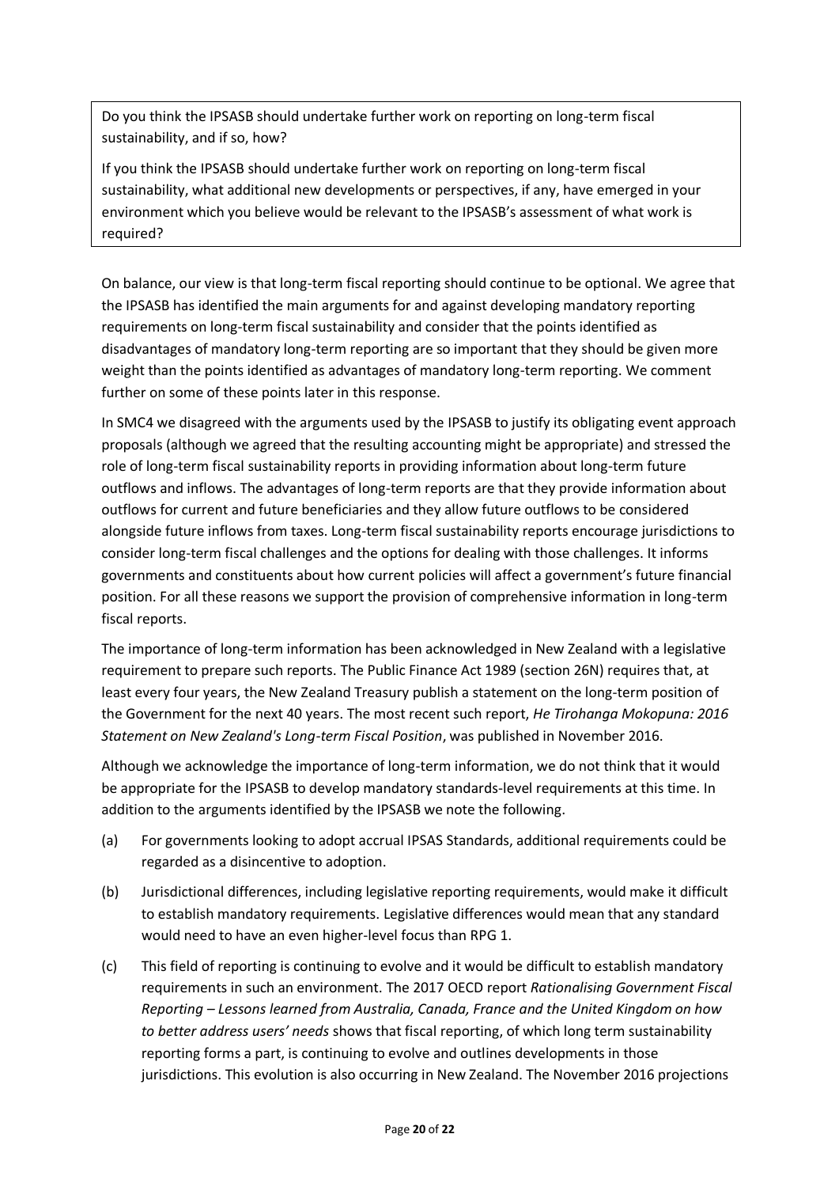> Do you think the IPSASB should undertake further work on reporting on long-term fiscal sustainability, and if so, how?
>
> If you think the IPSASB should undertake further work on reporting on long-term fiscal sustainability, what additional new developments or perspectives, if any, have emerged in your environment which you believe would be relevant to the IPSASB's assessment of what work is required?

On balance, our view is that long-term fiscal reporting should continue to be optional. We agree that the IPSASB has identified the main arguments for and against developing mandatory reporting requirements on long-term fiscal sustainability and consider that the points identified as disadvantages of mandatory long-term reporting are so important that they should be given more weight than the points identified as advantages of mandatory long-term reporting. We comment further on some of these points later in this response.

In SMC4 we disagreed with the arguments used by the IPSASB to justify its obligating event approach proposals (although we agreed that the resulting accounting might be appropriate) and stressed the role of long-term fiscal sustainability reports in providing information about long-term future outflows and inflows. The advantages of long-term reports are that they provide information about outflows for current and future beneficiaries and they allow future outflows to be considered alongside future inflows from taxes. Long-term fiscal sustainability reports encourage jurisdictions to consider long-term fiscal challenges and the options for dealing with those challenges. It informs governments and constituents about how current policies will affect a government's future financial position. For all these reasons we support the provision of comprehensive information in long-term fiscal reports.

The importance of long-term information has been acknowledged in New Zealand with a legislative requirement to prepare such reports. The Public Finance Act 1989 (section 26N) requires that, at least every four years, the New Zealand Treasury publish a statement on the long-term position of the Government for the next 40 years. The most recent such report, *He Tirohanga Mokopuna: 2016 Statement on New Zealand's Long-term Fiscal Position*, was published in November 2016.

Although we acknowledge the importance of long-term information, we do not think that it would be appropriate for the IPSASB to develop mandatory standards-level requirements at this time. In addition to the arguments identified by the IPSASB we note the following.

(a) For governments looking to adopt accrual IPSAS Standards, additional requirements could be regarded as a disincentive to adoption.

(b) Jurisdictional differences, including legislative reporting requirements, would make it difficult to establish mandatory requirements. Legislative differences would mean that any standard would need to have an even higher-level focus than RPG 1.

(c) This field of reporting is continuing to evolve and it would be difficult to establish mandatory requirements in such an environment. The 2017 OECD report *Rationalising Government Fiscal Reporting – Lessons learned from Australia, Canada, France and the United Kingdom on how to better address users' needs* shows that fiscal reporting, of which long term sustainability reporting forms a part, is continuing to evolve and outlines developments in those jurisdictions. This evolution is also occurring in New Zealand. The November 2016 projections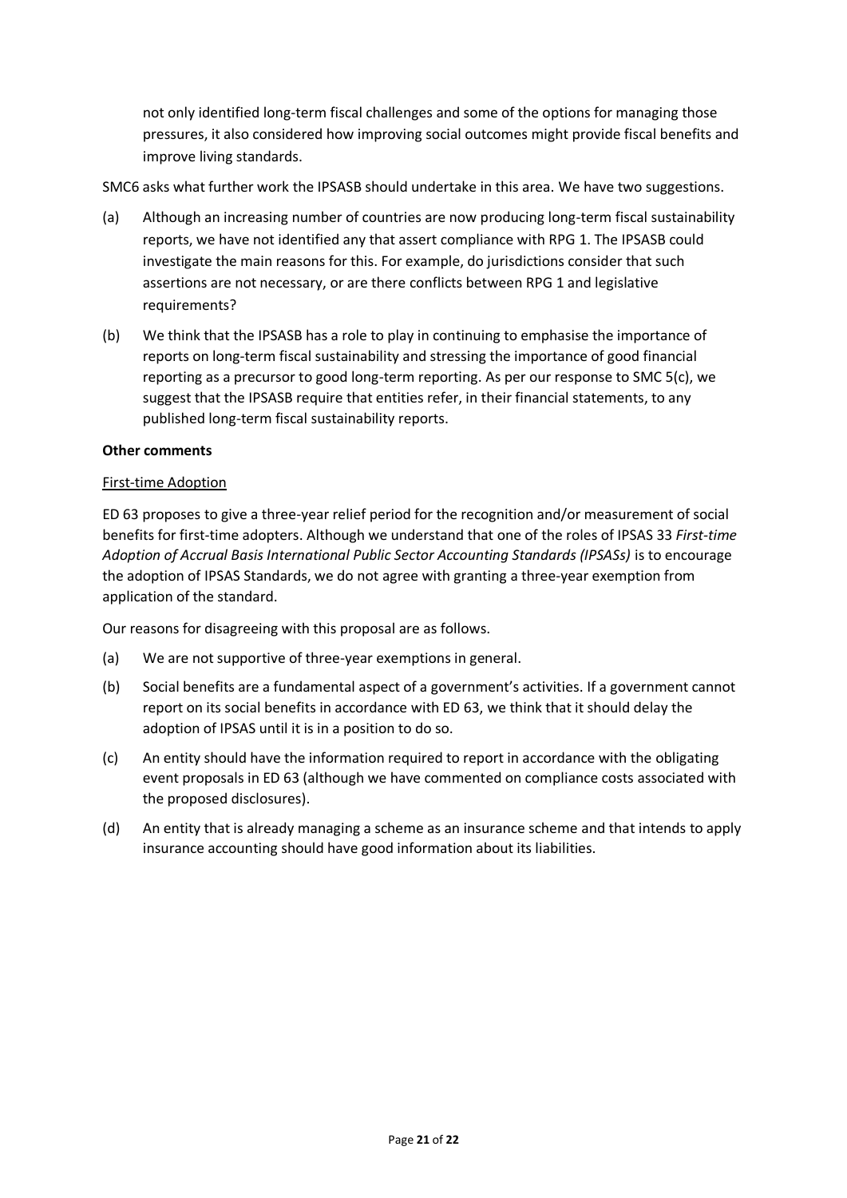not only identified long-term fiscal challenges and some of the options for managing those pressures, it also considered how improving social outcomes might provide fiscal benefits and improve living standards.

SMC6 asks what further work the IPSASB should undertake in this area. We have two suggestions.

(a) Although an increasing number of countries are now producing long-term fiscal sustainability reports, we have not identified any that assert compliance with RPG 1. The IPSASB could investigate the main reasons for this. For example, do jurisdictions consider that such assertions are not necessary, or are there conflicts between RPG 1 and legislative requirements?

(b) We think that the IPSASB has a role to play in continuing to emphasise the importance of reports on long-term fiscal sustainability and stressing the importance of good financial reporting as a precursor to good long-term reporting. As per our response to SMC 5(c), we suggest that the IPSASB require that entities refer, in their financial statements, to any published long-term fiscal sustainability reports.

**Other comments**

First-time Adoption

ED 63 proposes to give a three-year relief period for the recognition and/or measurement of social benefits for first-time adopters. Although we understand that one of the roles of IPSAS 33 *First-time Adoption of Accrual Basis International Public Sector Accounting Standards (IPSASs)* is to encourage the adoption of IPSAS Standards, we do not agree with granting a three-year exemption from application of the standard.

Our reasons for disagreeing with this proposal are as follows.

(a) We are not supportive of three-year exemptions in general.

(b) Social benefits are a fundamental aspect of a government's activities. If a government cannot report on its social benefits in accordance with ED 63, we think that it should delay the adoption of IPSAS until it is in a position to do so.

(c) An entity should have the information required to report in accordance with the obligating event proposals in ED 63 (although we have commented on compliance costs associated with the proposed disclosures).

(d) An entity that is already managing a scheme as an insurance scheme and that intends to apply insurance accounting should have good information about its liabilities.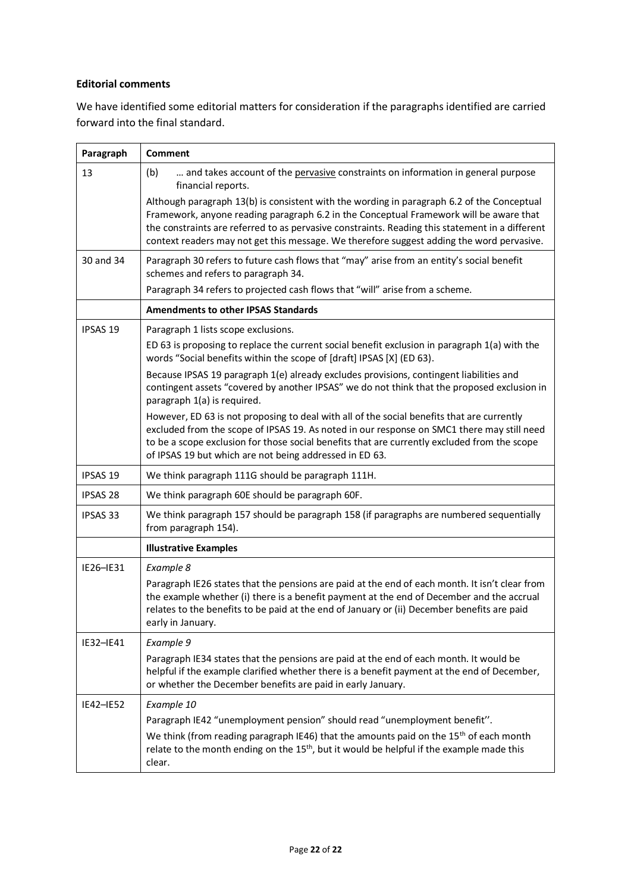**Editorial comments**

We have identified some editorial matters for consideration if the paragraphs identified are carried forward into the final standard.

| Paragraph | Comment |
| --- | --- |
| 13 | (b) … and takes account of the <u>pervasive</u> constraints on information in general purpose financial reports.<br><br>Although paragraph 13(b) is consistent with the wording in paragraph 6.2 of the Conceptual Framework, anyone reading paragraph 6.2 in the Conceptual Framework will be aware that the constraints are referred to as pervasive constraints. Reading this statement in a different context readers may not get this message. We therefore suggest adding the word pervasive. |
| 30 and 34 | Paragraph 30 refers to future cash flows that "may" arise from an entity's social benefit schemes and refers to paragraph 34.<br><br>Paragraph 34 refers to projected cash flows that "will" arise from a scheme. |
| | **Amendments to other IPSAS Standards** |
| IPSAS 19 | Paragraph 1 lists scope exclusions.<br><br>ED 63 is proposing to replace the current social benefit exclusion in paragraph 1(a) with the words "Social benefits within the scope of [draft] IPSAS [X] (ED 63).<br><br>Because IPSAS 19 paragraph 1(e) already excludes provisions, contingent liabilities and contingent assets "covered by another IPSAS" we do not think that the proposed exclusion in paragraph 1(a) is required.<br><br>However, ED 63 is not proposing to deal with all of the social benefits that are currently excluded from the scope of IPSAS 19. As noted in our response on SMC1 there may still need to be a scope exclusion for those social benefits that are currently excluded from the scope of IPSAS 19 but which are not being addressed in ED 63. |
| IPSAS 19 | We think paragraph 111G should be paragraph 111H. |
| IPSAS 28 | We think paragraph 60E should be paragraph 60F. |
| IPSAS 33 | We think paragraph 157 should be paragraph 158 (if paragraphs are numbered sequentially from paragraph 154). |
| | **Illustrative Examples** |
| IE26–IE31 | *Example 8*<br><br>Paragraph IE26 states that the pensions are paid at the end of each month. It isn't clear from the example whether (i) there is a benefit payment at the end of December and the accrual relates to the benefits to be paid at the end of January or (ii) December benefits are paid early in January. |
| IE32–IE41 | *Example 9*<br><br>Paragraph IE34 states that the pensions are paid at the end of each month. It would be helpful if the example clarified whether there is a benefit payment at the end of December, or whether the December benefits are paid in early January. |
| IE42–IE52 | *Example 10*<br><br>Paragraph IE42 "unemployment pension" should read "unemployment benefit''.<br><br>We think (from reading paragraph IE46) that the amounts paid on the 15th of each month relate to the month ending on the 15th, but it would be helpful if the example made this clear. |